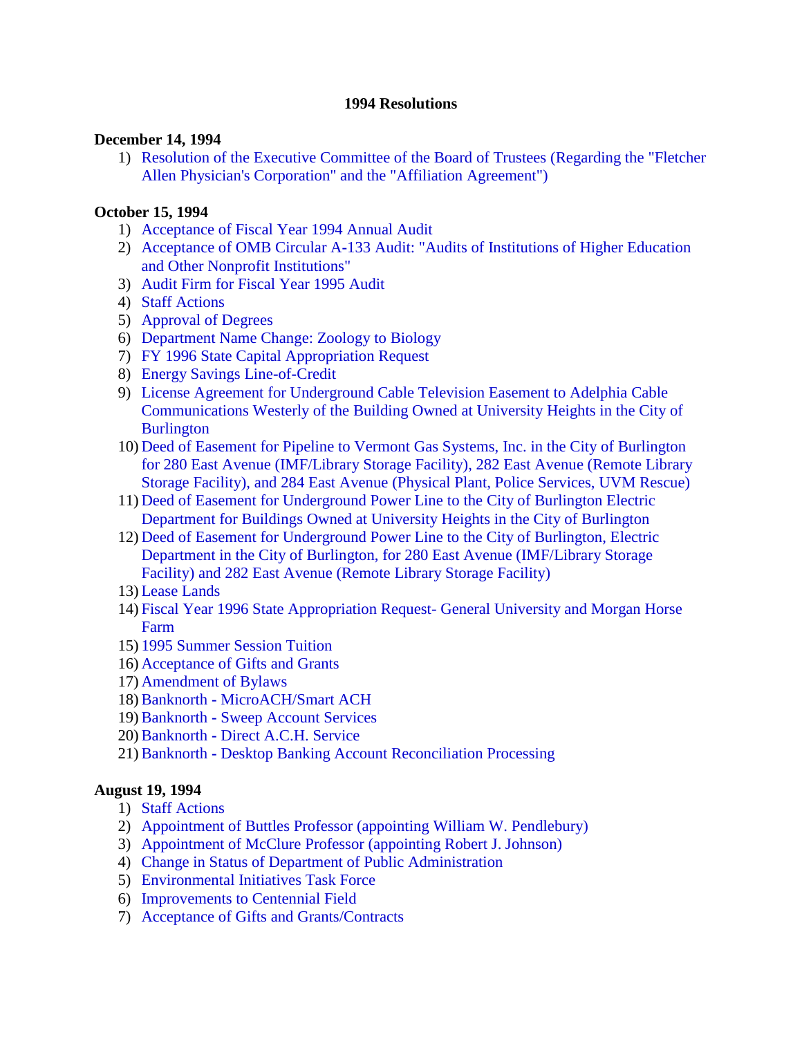# 1994 Resolutions

**December 14, 1994**

1) Resolution of the Executive Committee of the Board of Trustees (Regarding the "Fletcher Allen Physician's Corporation" and the "Affiliation Agreement")

**October 15, 1994**

1) Acceptance of Fiscal Year 1994 Annual Audit
2) Acceptance of OMB Circular A-133 Audit: "Audits of Institutions of Higher Education and Other Nonprofit Institutions"
3) Audit Firm for Fiscal Year 1995 Audit
4) Staff Actions
5) Approval of Degrees
6) Department Name Change: Zoology to Biology
7) FY 1996 State Capital Appropriation Request
8) Energy Savings Line-of-Credit
9) License Agreement for Underground Cable Television Easement to Adelphia Cable Communications Westerly of the Building Owned at University Heights in the City of Burlington
10) Deed of Easement for Pipeline to Vermont Gas Systems, Inc. in the City of Burlington for 280 East Avenue (IMF/Library Storage Facility), 282 East Avenue (Remote Library Storage Facility), and 284 East Avenue (Physical Plant, Police Services, UVM Rescue)
11) Deed of Easement for Underground Power Line to the City of Burlington Electric Department for Buildings Owned at University Heights in the City of Burlington
12) Deed of Easement for Underground Power Line to the City of Burlington, Electric Department in the City of Burlington, for 280 East Avenue (IMF/Library Storage Facility) and 282 East Avenue (Remote Library Storage Facility)
13) Lease Lands
14) Fiscal Year 1996 State Appropriation Request- General University and Morgan Horse Farm
15) 1995 Summer Session Tuition
16) Acceptance of Gifts and Grants
17) Amendment of Bylaws
18) Banknorth - MicroACH/Smart ACH
19) Banknorth - Sweep Account Services
20) Banknorth - Direct A.C.H. Service
21) Banknorth - Desktop Banking Account Reconciliation Processing

**August 19, 1994**

1) Staff Actions
2) Appointment of Buttles Professor (appointing William W. Pendlebury)
3) Appointment of McClure Professor (appointing Robert J. Johnson)
4) Change in Status of Department of Public Administration
5) Environmental Initiatives Task Force
6) Improvements to Centennial Field
7) Acceptance of Gifts and Grants/Contracts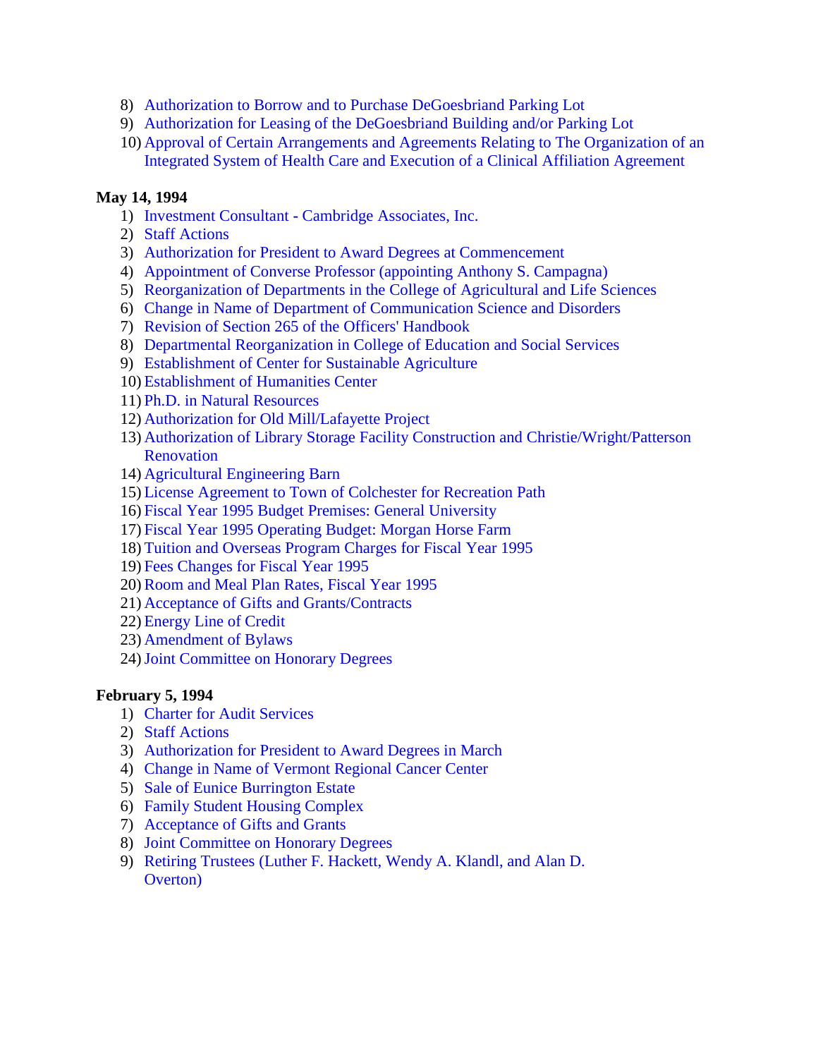8) Authorization to Borrow and to Purchase DeGoesbriand Parking Lot
9) Authorization for Leasing of the DeGoesbriand Building and/or Parking Lot
10) Approval of Certain Arrangements and Agreements Relating to The Organization of an Integrated System of Health Care and Execution of a Clinical Affiliation Agreement

**May 14, 1994**

1) Investment Consultant - Cambridge Associates, Inc.
2) Staff Actions
3) Authorization for President to Award Degrees at Commencement
4) Appointment of Converse Professor (appointing Anthony S. Campagna)
5) Reorganization of Departments in the College of Agricultural and Life Sciences
6) Change in Name of Department of Communication Science and Disorders
7) Revision of Section 265 of the Officers' Handbook
8) Departmental Reorganization in College of Education and Social Services
9) Establishment of Center for Sustainable Agriculture
10) Establishment of Humanities Center
11) Ph.D. in Natural Resources
12) Authorization for Old Mill/Lafayette Project
13) Authorization of Library Storage Facility Construction and Christie/Wright/Patterson Renovation
14) Agricultural Engineering Barn
15) License Agreement to Town of Colchester for Recreation Path
16) Fiscal Year 1995 Budget Premises: General University
17) Fiscal Year 1995 Operating Budget: Morgan Horse Farm
18) Tuition and Overseas Program Charges for Fiscal Year 1995
19) Fees Changes for Fiscal Year 1995
20) Room and Meal Plan Rates, Fiscal Year 1995
21) Acceptance of Gifts and Grants/Contracts
22) Energy Line of Credit
23) Amendment of Bylaws
24) Joint Committee on Honorary Degrees

**February 5, 1994**

1) Charter for Audit Services
2) Staff Actions
3) Authorization for President to Award Degrees in March
4) Change in Name of Vermont Regional Cancer Center
5) Sale of Eunice Burrington Estate
6) Family Student Housing Complex
7) Acceptance of Gifts and Grants
8) Joint Committee on Honorary Degrees
9) Retiring Trustees (Luther F. Hackett, Wendy A. Klandl, and Alan D. Overton)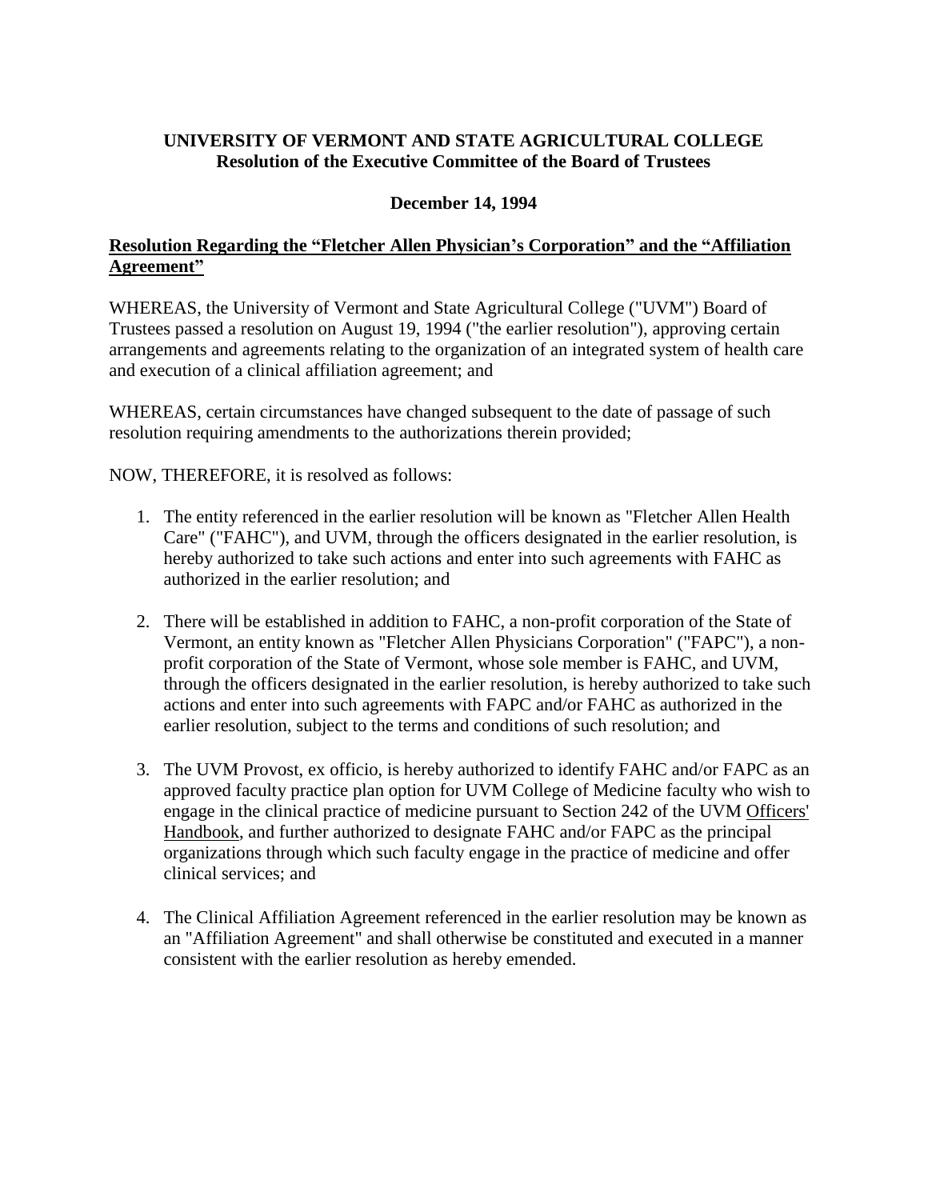**UNIVERSITY OF VERMONT AND STATE AGRICULTURAL COLLEGE**
**Resolution of the Executive Committee of the Board of Trustees**

**December 14, 1994**

**Resolution Regarding the "Fletcher Allen Physician's Corporation" and the "Affiliation Agreement"**

WHEREAS, the University of Vermont and State Agricultural College ("UVM") Board of Trustees passed a resolution on August 19, 1994 ("the earlier resolution"), approving certain arrangements and agreements relating to the organization of an integrated system of health care and execution of a clinical affiliation agreement; and

WHEREAS, certain circumstances have changed subsequent to the date of passage of such resolution requiring amendments to the authorizations therein provided;

NOW, THEREFORE, it is resolved as follows:

1. The entity referenced in the earlier resolution will be known as "Fletcher Allen Health Care" ("FAHC"), and UVM, through the officers designated in the earlier resolution, is hereby authorized to take such actions and enter into such agreements with FAHC as authorized in the earlier resolution; and
2. There will be established in addition to FAHC, a non-profit corporation of the State of Vermont, an entity known as "Fletcher Allen Physicians Corporation" ("FAPC"), a non-profit corporation of the State of Vermont, whose sole member is FAHC, and UVM, through the officers designated in the earlier resolution, is hereby authorized to take such actions and enter into such agreements with FAPC and/or FAHC as authorized in the earlier resolution, subject to the terms and conditions of such resolution; and
3. The UVM Provost, ex officio, is hereby authorized to identify FAHC and/or FAPC as an approved faculty practice plan option for UVM College of Medicine faculty who wish to engage in the clinical practice of medicine pursuant to Section 242 of the UVM Officers' Handbook, and further authorized to designate FAHC and/or FAPC as the principal organizations through which such faculty engage in the practice of medicine and offer clinical services; and
4. The Clinical Affiliation Agreement referenced in the earlier resolution may be known as an "Affiliation Agreement" and shall otherwise be constituted and executed in a manner consistent with the earlier resolution as hereby emended.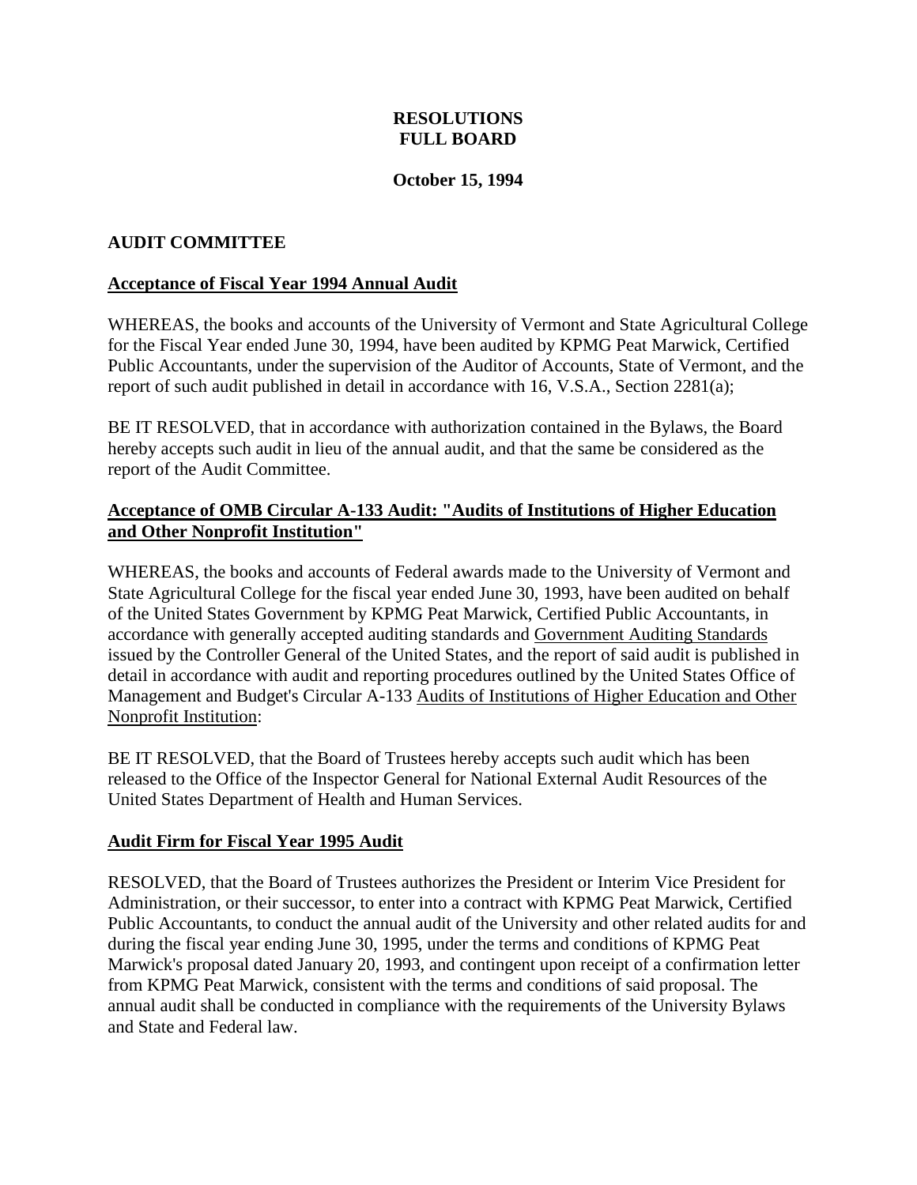**RESOLUTIONS**
**FULL BOARD**

**October 15, 1994**

## AUDIT COMMITTEE

### Acceptance of Fiscal Year 1994 Annual Audit

WHEREAS, the books and accounts of the University of Vermont and State Agricultural College for the Fiscal Year ended June 30, 1994, have been audited by KPMG Peat Marwick, Certified Public Accountants, under the supervision of the Auditor of Accounts, State of Vermont, and the report of such audit published in detail in accordance with 16, V.S.A., Section 2281(a);

BE IT RESOLVED, that in accordance with authorization contained in the Bylaws, the Board hereby accepts such audit in lieu of the annual audit, and that the same be considered as the report of the Audit Committee.

### Acceptance of OMB Circular A-133 Audit: "Audits of Institutions of Higher Education and Other Nonprofit Institution"

WHEREAS, the books and accounts of Federal awards made to the University of Vermont and State Agricultural College for the fiscal year ended June 30, 1993, have been audited on behalf of the United States Government by KPMG Peat Marwick, Certified Public Accountants, in accordance with generally accepted auditing standards and Government Auditing Standards issued by the Controller General of the United States, and the report of said audit is published in detail in accordance with audit and reporting procedures outlined by the United States Office of Management and Budget's Circular A-133 Audits of Institutions of Higher Education and Other Nonprofit Institution:

BE IT RESOLVED, that the Board of Trustees hereby accepts such audit which has been released to the Office of the Inspector General for National External Audit Resources of the United States Department of Health and Human Services.

### Audit Firm for Fiscal Year 1995 Audit

RESOLVED, that the Board of Trustees authorizes the President or Interim Vice President for Administration, or their successor, to enter into a contract with KPMG Peat Marwick, Certified Public Accountants, to conduct the annual audit of the University and other related audits for and during the fiscal year ending June 30, 1995, under the terms and conditions of KPMG Peat Marwick's proposal dated January 20, 1993, and contingent upon receipt of a confirmation letter from KPMG Peat Marwick, consistent with the terms and conditions of said proposal. The annual audit shall be conducted in compliance with the requirements of the University Bylaws and State and Federal law.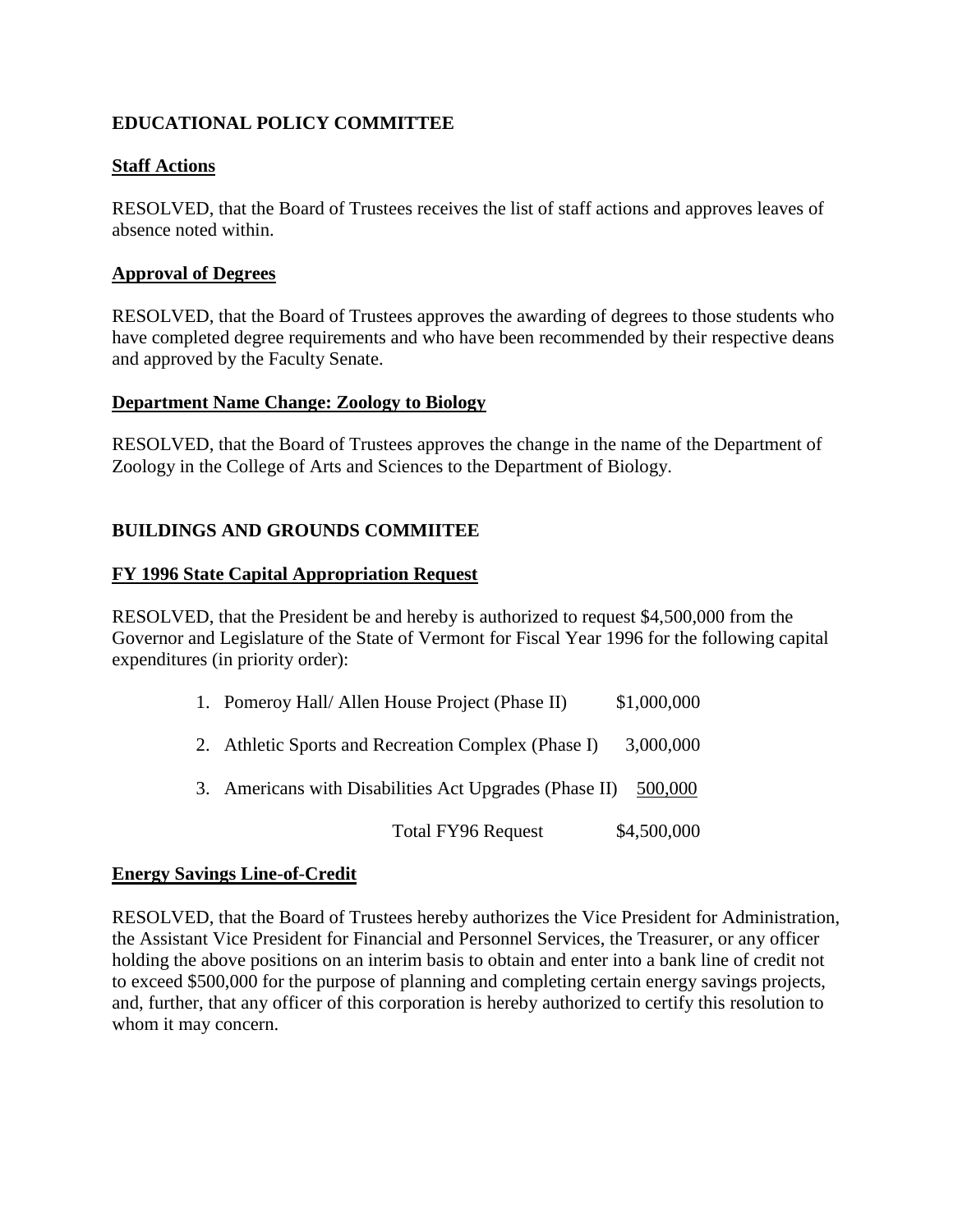## EDUCATIONAL POLICY COMMITTEE

**Staff Actions**

RESOLVED, that the Board of Trustees receives the list of staff actions and approves leaves of absence noted within.

**Approval of Degrees**

RESOLVED, that the Board of Trustees approves the awarding of degrees to those students who have completed degree requirements and who have been recommended by their respective deans and approved by the Faculty Senate.

**Department Name Change: Zoology to Biology**

RESOLVED, that the Board of Trustees approves the change in the name of the Department of Zoology in the College of Arts and Sciences to the Department of Biology.

## BUILDINGS AND GROUNDS COMMIITEE

**FY 1996 State Capital Appropriation Request**

RESOLVED, that the President be and hereby is authorized to request $4,500,000 from the Governor and Legislature of the State of Vermont for Fiscal Year 1996 for the following capital expenditures (in priority order):

| | |
|---|---|
| 1. Pomeroy Hall/ Allen House Project (Phase II) | $1,000,000 |
| 2. Athletic Sports and Recreation Complex (Phase I) | 3,000,000 |
| 3. Americans with Disabilities Act Upgrades (Phase II) | 500,000 |
| Total FY96 Request | $4,500,000 |

**Energy Savings Line-of-Credit**

RESOLVED, that the Board of Trustees hereby authorizes the Vice President for Administration, the Assistant Vice President for Financial and Personnel Services, the Treasurer, or any officer holding the above positions on an interim basis to obtain and enter into a bank line of credit not to exceed $500,000 for the purpose of planning and completing certain energy savings projects, and, further, that any officer of this corporation is hereby authorized to certify this resolution to whom it may concern.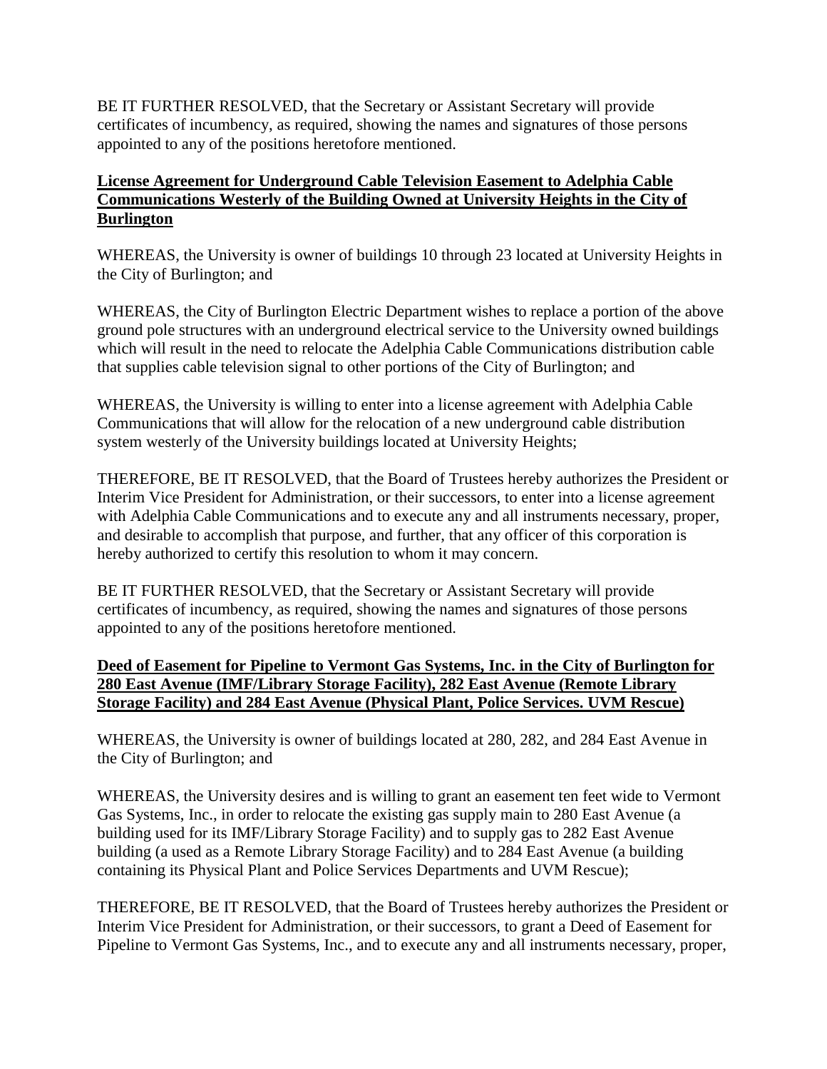BE IT FURTHER RESOLVED, that the Secretary or Assistant Secretary will provide certificates of incumbency, as required, showing the names and signatures of those persons appointed to any of the positions heretofore mentioned.

**License Agreement for Underground Cable Television Easement to Adelphia Cable Communications Westerly of the Building Owned at University Heights in the City of Burlington**

WHEREAS, the University is owner of buildings 10 through 23 located at University Heights in the City of Burlington; and

WHEREAS, the City of Burlington Electric Department wishes to replace a portion of the above ground pole structures with an underground electrical service to the University owned buildings which will result in the need to relocate the Adelphia Cable Communications distribution cable that supplies cable television signal to other portions of the City of Burlington; and

WHEREAS, the University is willing to enter into a license agreement with Adelphia Cable Communications that will allow for the relocation of a new underground cable distribution system westerly of the University buildings located at University Heights;

THEREFORE, BE IT RESOLVED, that the Board of Trustees hereby authorizes the President or Interim Vice President for Administration, or their successors, to enter into a license agreement with Adelphia Cable Communications and to execute any and all instruments necessary, proper, and desirable to accomplish that purpose, and further, that any officer of this corporation is hereby authorized to certify this resolution to whom it may concern.

BE IT FURTHER RESOLVED, that the Secretary or Assistant Secretary will provide certificates of incumbency, as required, showing the names and signatures of those persons appointed to any of the positions heretofore mentioned.

**Deed of Easement for Pipeline to Vermont Gas Systems, Inc. in the City of Burlington for 280 East Avenue (IMF/Library Storage Facility), 282 East Avenue (Remote Library Storage Facility) and 284 East Avenue (Physical Plant, Police Services. UVM Rescue)**

WHEREAS, the University is owner of buildings located at 280, 282, and 284 East Avenue in the City of Burlington; and

WHEREAS, the University desires and is willing to grant an easement ten feet wide to Vermont Gas Systems, Inc., in order to relocate the existing gas supply main to 280 East Avenue (a building used for its IMF/Library Storage Facility) and to supply gas to 282 East Avenue building (a used as a Remote Library Storage Facility) and to 284 East Avenue (a building containing its Physical Plant and Police Services Departments and UVM Rescue);

THEREFORE, BE IT RESOLVED, that the Board of Trustees hereby authorizes the President or Interim Vice President for Administration, or their successors, to grant a Deed of Easement for Pipeline to Vermont Gas Systems, Inc., and to execute any and all instruments necessary, proper,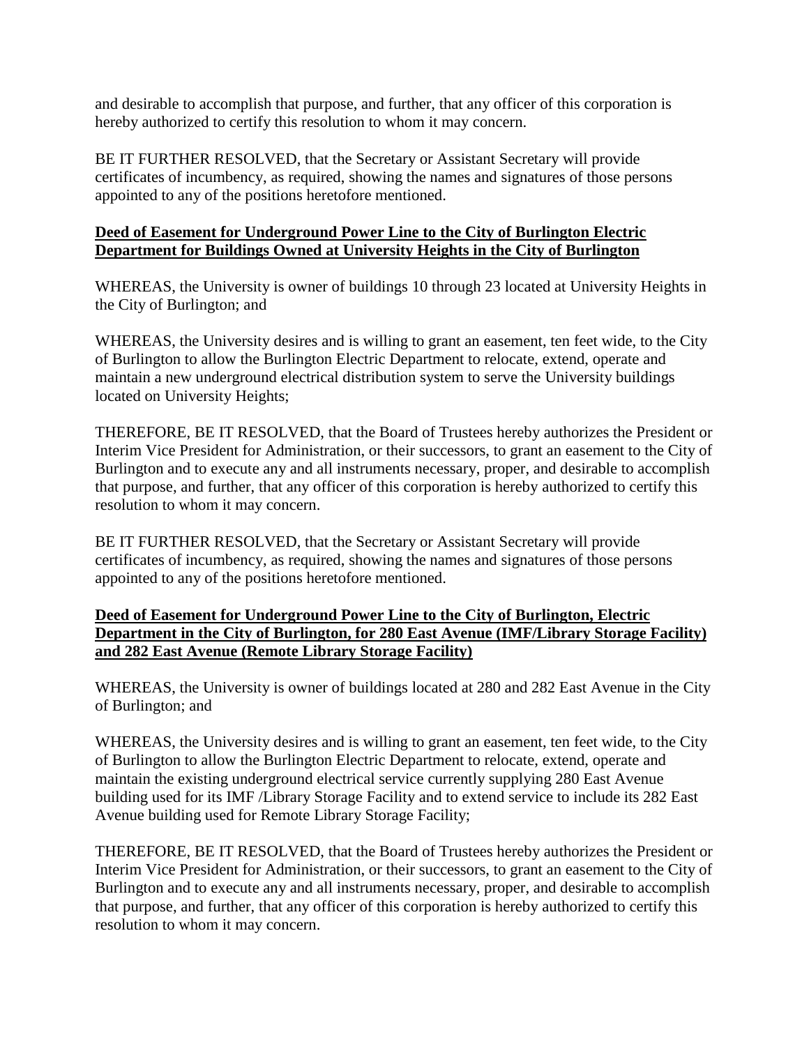and desirable to accomplish that purpose, and further, that any officer of this corporation is hereby authorized to certify this resolution to whom it may concern.

BE IT FURTHER RESOLVED, that the Secretary or Assistant Secretary will provide certificates of incumbency, as required, showing the names and signatures of those persons appointed to any of the positions heretofore mentioned.

**Deed of Easement for Underground Power Line to the City of Burlington Electric Department for Buildings Owned at University Heights in the City of Burlington**

WHEREAS, the University is owner of buildings 10 through 23 located at University Heights in the City of Burlington; and

WHEREAS, the University desires and is willing to grant an easement, ten feet wide, to the City of Burlington to allow the Burlington Electric Department to relocate, extend, operate and maintain a new underground electrical distribution system to serve the University buildings located on University Heights;

THEREFORE, BE IT RESOLVED, that the Board of Trustees hereby authorizes the President or Interim Vice President for Administration, or their successors, to grant an easement to the City of Burlington and to execute any and all instruments necessary, proper, and desirable to accomplish that purpose, and further, that any officer of this corporation is hereby authorized to certify this resolution to whom it may concern.

BE IT FURTHER RESOLVED, that the Secretary or Assistant Secretary will provide certificates of incumbency, as required, showing the names and signatures of those persons appointed to any of the positions heretofore mentioned.

**Deed of Easement for Underground Power Line to the City of Burlington, Electric Department in the City of Burlington, for 280 East Avenue (IMF/Library Storage Facility) and 282 East Avenue (Remote Library Storage Facility)**

WHEREAS, the University is owner of buildings located at 280 and 282 East Avenue in the City of Burlington; and

WHEREAS, the University desires and is willing to grant an easement, ten feet wide, to the City of Burlington to allow the Burlington Electric Department to relocate, extend, operate and maintain the existing underground electrical service currently supplying 280 East Avenue building used for its IMF /Library Storage Facility and to extend service to include its 282 East Avenue building used for Remote Library Storage Facility;

THEREFORE, BE IT RESOLVED, that the Board of Trustees hereby authorizes the President or Interim Vice President for Administration, or their successors, to grant an easement to the City of Burlington and to execute any and all instruments necessary, proper, and desirable to accomplish that purpose, and further, that any officer of this corporation is hereby authorized to certify this resolution to whom it may concern.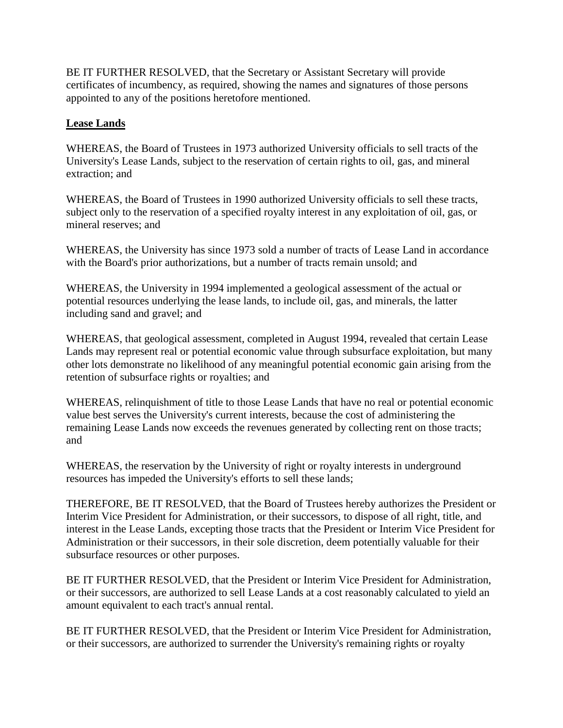BE IT FURTHER RESOLVED, that the Secretary or Assistant Secretary will provide certificates of incumbency, as required, showing the names and signatures of those persons appointed to any of the positions heretofore mentioned.

**Lease Lands**

WHEREAS, the Board of Trustees in 1973 authorized University officials to sell tracts of the University's Lease Lands, subject to the reservation of certain rights to oil, gas, and mineral extraction; and

WHEREAS, the Board of Trustees in 1990 authorized University officials to sell these tracts, subject only to the reservation of a specified royalty interest in any exploitation of oil, gas, or mineral reserves; and

WHEREAS, the University has since 1973 sold a number of tracts of Lease Land in accordance with the Board's prior authorizations, but a number of tracts remain unsold; and

WHEREAS, the University in 1994 implemented a geological assessment of the actual or potential resources underlying the lease lands, to include oil, gas, and minerals, the latter including sand and gravel; and

WHEREAS, that geological assessment, completed in August 1994, revealed that certain Lease Lands may represent real or potential economic value through subsurface exploitation, but many other lots demonstrate no likelihood of any meaningful potential economic gain arising from the retention of subsurface rights or royalties; and

WHEREAS, relinquishment of title to those Lease Lands that have no real or potential economic value best serves the University's current interests, because the cost of administering the remaining Lease Lands now exceeds the revenues generated by collecting rent on those tracts; and

WHEREAS, the reservation by the University of right or royalty interests in underground resources has impeded the University's efforts to sell these lands;

THEREFORE, BE IT RESOLVED, that the Board of Trustees hereby authorizes the President or Interim Vice President for Administration, or their successors, to dispose of all right, title, and interest in the Lease Lands, excepting those tracts that the President or Interim Vice President for Administration or their successors, in their sole discretion, deem potentially valuable for their subsurface resources or other purposes.

BE IT FURTHER RESOLVED, that the President or Interim Vice President for Administration, or their successors, are authorized to sell Lease Lands at a cost reasonably calculated to yield an amount equivalent to each tract's annual rental.

BE IT FURTHER RESOLVED, that the President or Interim Vice President for Administration, or their successors, are authorized to surrender the University's remaining rights or royalty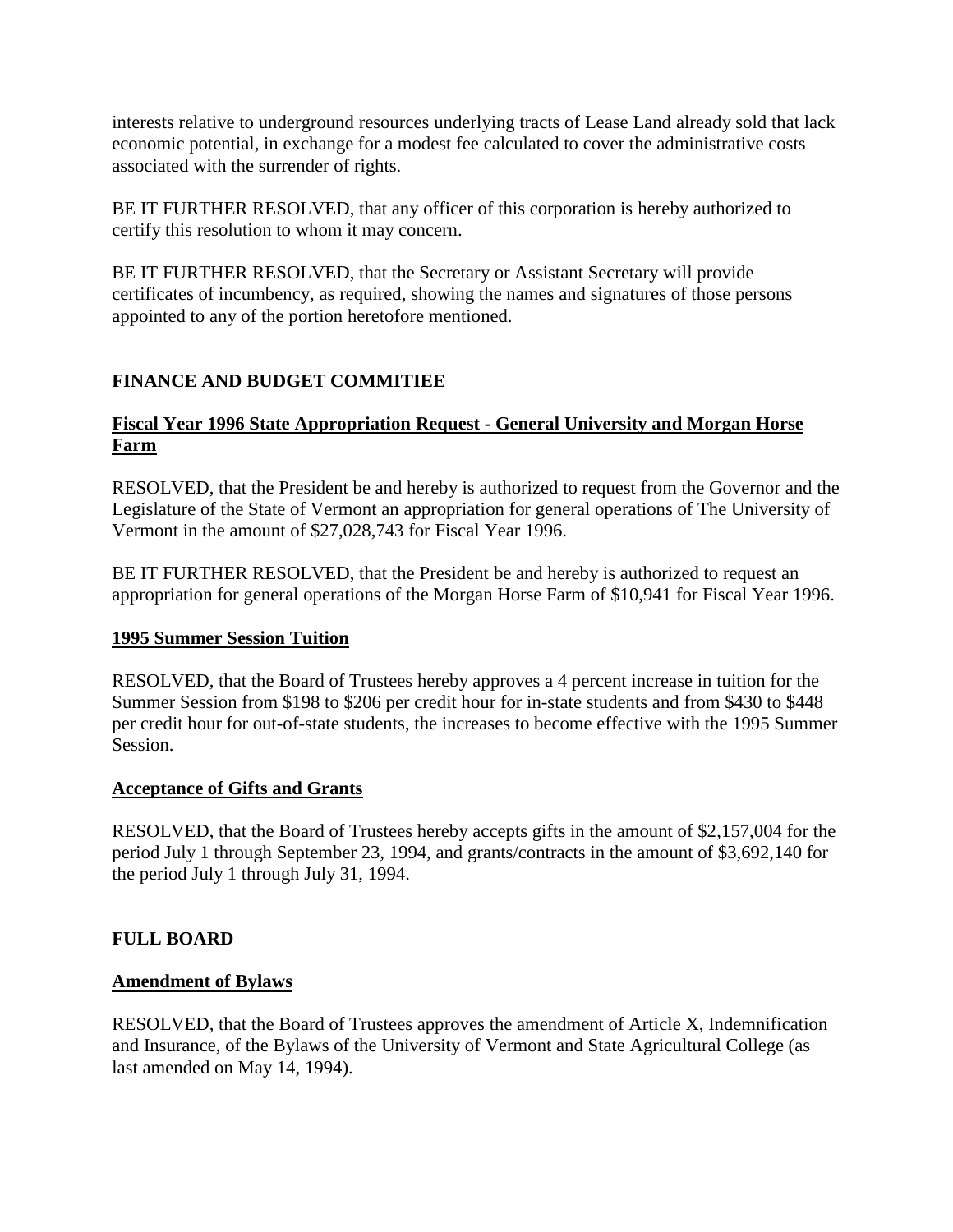interests relative to underground resources underlying tracts of Lease Land already sold that lack economic potential, in exchange for a modest fee calculated to cover the administrative costs associated with the surrender of rights.

BE IT FURTHER RESOLVED, that any officer of this corporation is hereby authorized to certify this resolution to whom it may concern.

BE IT FURTHER RESOLVED, that the Secretary or Assistant Secretary will provide certificates of incumbency, as required, showing the names and signatures of those persons appointed to any of the portion heretofore mentioned.

## FINANCE AND BUDGET COMMITIEE

### Fiscal Year 1996 State Appropriation Request - General University and Morgan Horse Farm

RESOLVED, that the President be and hereby is authorized to request from the Governor and the Legislature of the State of Vermont an appropriation for general operations of The University of Vermont in the amount of $27,028,743 for Fiscal Year 1996.

BE IT FURTHER RESOLVED, that the President be and hereby is authorized to request an appropriation for general operations of the Morgan Horse Farm of $10,941 for Fiscal Year 1996.

### 1995 Summer Session Tuition

RESOLVED, that the Board of Trustees hereby approves a 4 percent increase in tuition for the Summer Session from $198 to $206 per credit hour for in-state students and from $430 to $448 per credit hour for out-of-state students, the increases to become effective with the 1995 Summer Session.

### Acceptance of Gifts and Grants

RESOLVED, that the Board of Trustees hereby accepts gifts in the amount of $2,157,004 for the period July 1 through September 23, 1994, and grants/contracts in the amount of $3,692,140 for the period July 1 through July 31, 1994.

## FULL BOARD

### Amendment of Bylaws

RESOLVED, that the Board of Trustees approves the amendment of Article X, Indemnification and Insurance, of the Bylaws of the University of Vermont and State Agricultural College (as last amended on May 14, 1994).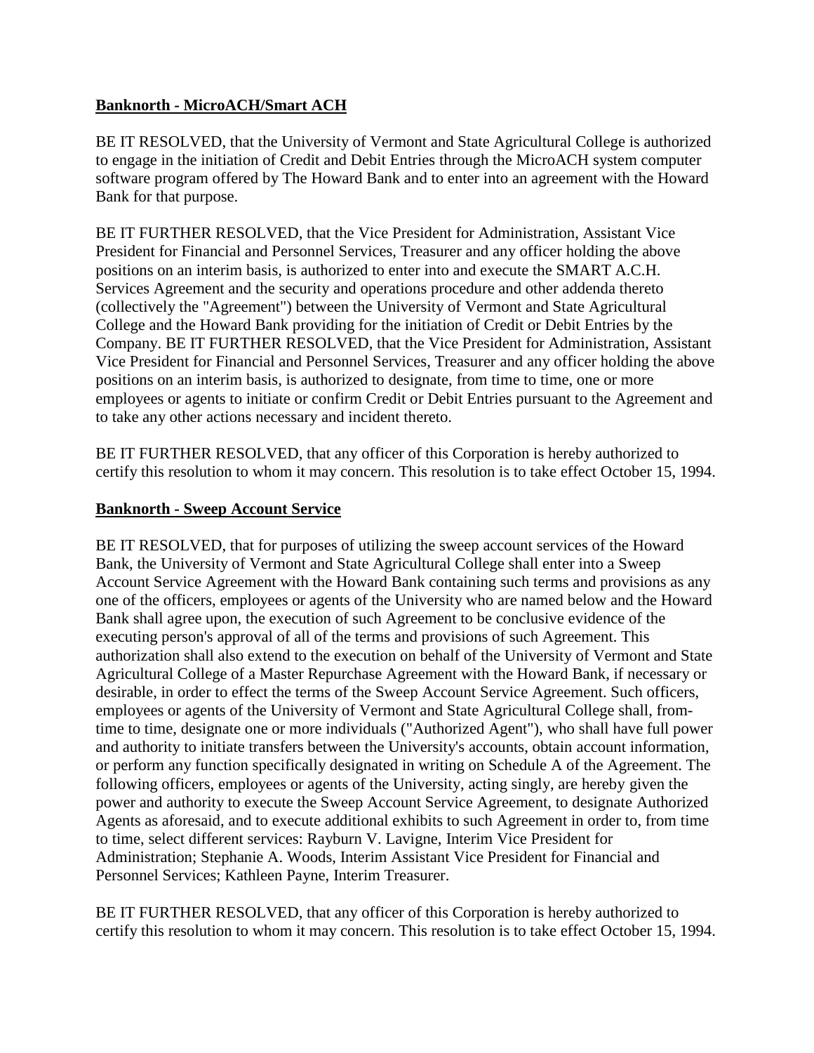**Banknorth - MicroACH/Smart ACH**

BE IT RESOLVED, that the University of Vermont and State Agricultural College is authorized to engage in the initiation of Credit and Debit Entries through the MicroACH system computer software program offered by The Howard Bank and to enter into an agreement with the Howard Bank for that purpose.

BE IT FURTHER RESOLVED, that the Vice President for Administration, Assistant Vice President for Financial and Personnel Services, Treasurer and any officer holding the above positions on an interim basis, is authorized to enter into and execute the SMART A.C.H. Services Agreement and the security and operations procedure and other addenda thereto (collectively the "Agreement") between the University of Vermont and State Agricultural College and the Howard Bank providing for the initiation of Credit or Debit Entries by the Company. BE IT FURTHER RESOLVED, that the Vice President for Administration, Assistant Vice President for Financial and Personnel Services, Treasurer and any officer holding the above positions on an interim basis, is authorized to designate, from time to time, one or more employees or agents to initiate or confirm Credit or Debit Entries pursuant to the Agreement and to take any other actions necessary and incident thereto.

BE IT FURTHER RESOLVED, that any officer of this Corporation is hereby authorized to certify this resolution to whom it may concern. This resolution is to take effect October 15, 1994.

**Banknorth - Sweep Account Service**

BE IT RESOLVED, that for purposes of utilizing the sweep account services of the Howard Bank, the University of Vermont and State Agricultural College shall enter into a Sweep Account Service Agreement with the Howard Bank containing such terms and provisions as any one of the officers, employees or agents of the University who are named below and the Howard Bank shall agree upon, the execution of such Agreement to be conclusive evidence of the executing person's approval of all of the terms and provisions of such Agreement. This authorization shall also extend to the execution on behalf of the University of Vermont and State Agricultural College of a Master Repurchase Agreement with the Howard Bank, if necessary or desirable, in order to effect the terms of the Sweep Account Service Agreement. Such officers, employees or agents of the University of Vermont and State Agricultural College shall, from-time to time, designate one or more individuals ("Authorized Agent"), who shall have full power and authority to initiate transfers between the University's accounts, obtain account information, or perform any function specifically designated in writing on Schedule A of the Agreement. The following officers, employees or agents of the University, acting singly, are hereby given the power and authority to execute the Sweep Account Service Agreement, to designate Authorized Agents as aforesaid, and to execute additional exhibits to such Agreement in order to, from time to time, select different services: Rayburn V. Lavigne, Interim Vice President for Administration; Stephanie A. Woods, Interim Assistant Vice President for Financial and Personnel Services; Kathleen Payne, Interim Treasurer.

BE IT FURTHER RESOLVED, that any officer of this Corporation is hereby authorized to certify this resolution to whom it may concern. This resolution is to take effect October 15, 1994.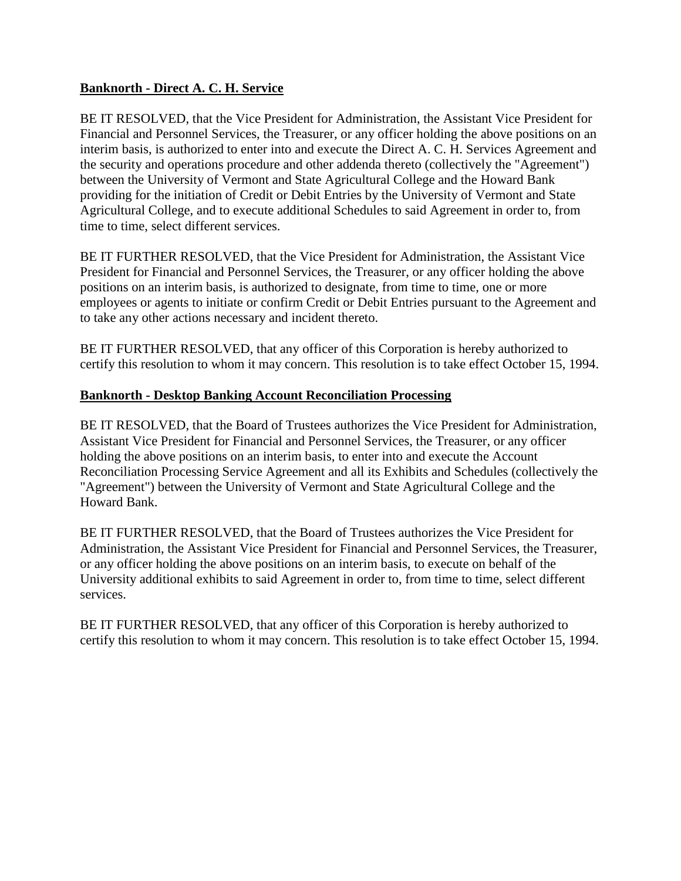**Banknorth - Direct A. C. H. Service**

BE IT RESOLVED, that the Vice President for Administration, the Assistant Vice President for Financial and Personnel Services, the Treasurer, or any officer holding the above positions on an interim basis, is authorized to enter into and execute the Direct A. C. H. Services Agreement and the security and operations procedure and other addenda thereto (collectively the "Agreement") between the University of Vermont and State Agricultural College and the Howard Bank providing for the initiation of Credit or Debit Entries by the University of Vermont and State Agricultural College, and to execute additional Schedules to said Agreement in order to, from time to time, select different services.

BE IT FURTHER RESOLVED, that the Vice President for Administration, the Assistant Vice President for Financial and Personnel Services, the Treasurer, or any officer holding the above positions on an interim basis, is authorized to designate, from time to time, one or more employees or agents to initiate or confirm Credit or Debit Entries pursuant to the Agreement and to take any other actions necessary and incident thereto.

BE IT FURTHER RESOLVED, that any officer of this Corporation is hereby authorized to certify this resolution to whom it may concern. This resolution is to take effect October 15, 1994.

**Banknorth - Desktop Banking Account Reconciliation Processing**

BE IT RESOLVED, that the Board of Trustees authorizes the Vice President for Administration, Assistant Vice President for Financial and Personnel Services, the Treasurer, or any officer holding the above positions on an interim basis, to enter into and execute the Account Reconciliation Processing Service Agreement and all its Exhibits and Schedules (collectively the "Agreement") between the University of Vermont and State Agricultural College and the Howard Bank.

BE IT FURTHER RESOLVED, that the Board of Trustees authorizes the Vice President for Administration, the Assistant Vice President for Financial and Personnel Services, the Treasurer, or any officer holding the above positions on an interim basis, to execute on behalf of the University additional exhibits to said Agreement in order to, from time to time, select different services.

BE IT FURTHER RESOLVED, that any officer of this Corporation is hereby authorized to certify this resolution to whom it may concern. This resolution is to take effect October 15, 1994.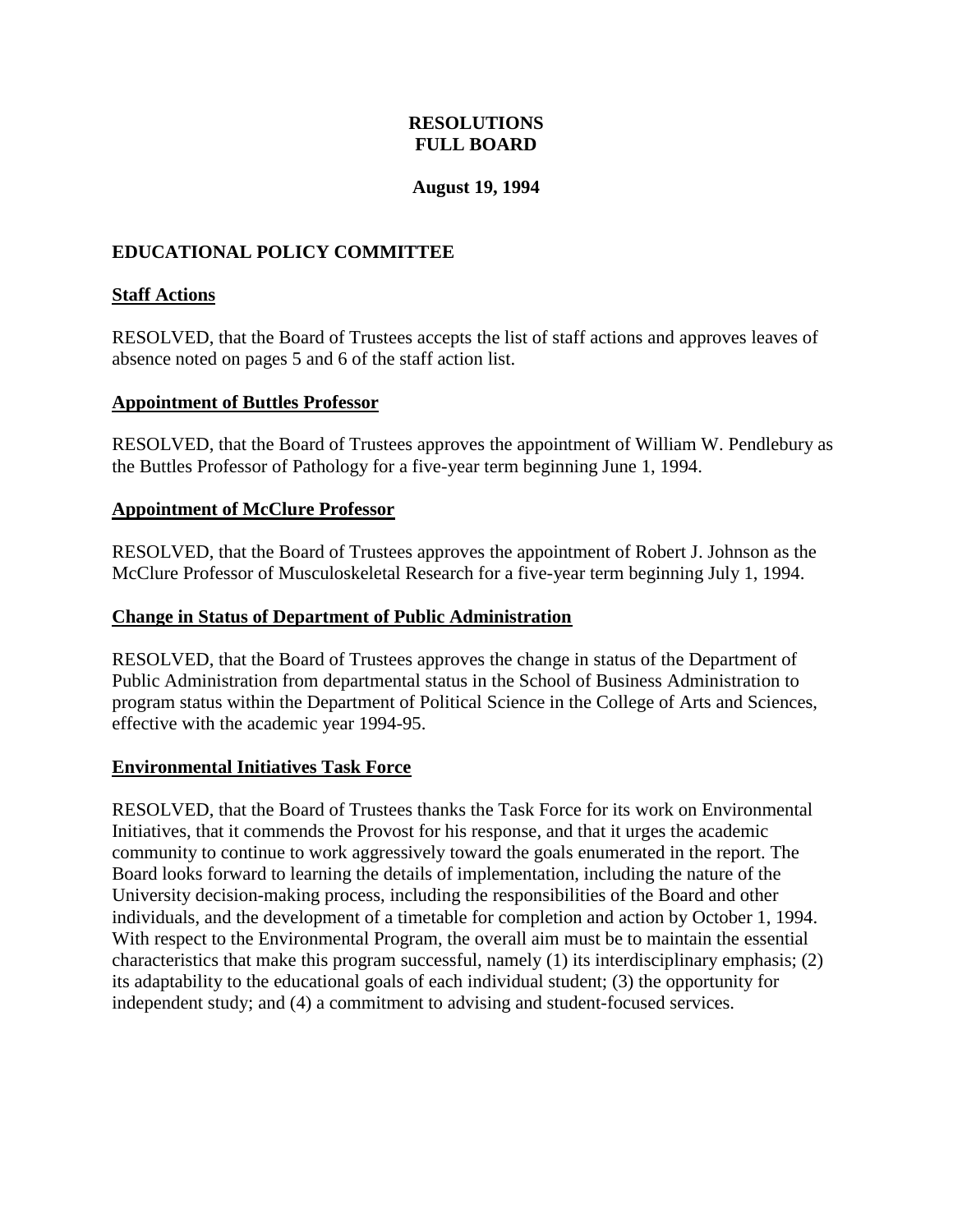# RESOLUTIONS FULL BOARD

**August 19, 1994**

## EDUCATIONAL POLICY COMMITTEE

### Staff Actions

RESOLVED, that the Board of Trustees accepts the list of staff actions and approves leaves of absence noted on pages 5 and 6 of the staff action list.

### Appointment of Buttles Professor

RESOLVED, that the Board of Trustees approves the appointment of William W. Pendlebury as the Buttles Professor of Pathology for a five-year term beginning June 1, 1994.

### Appointment of McClure Professor

RESOLVED, that the Board of Trustees approves the appointment of Robert J. Johnson as the McClure Professor of Musculoskeletal Research for a five-year term beginning July 1, 1994.

### Change in Status of Department of Public Administration

RESOLVED, that the Board of Trustees approves the change in status of the Department of Public Administration from departmental status in the School of Business Administration to program status within the Department of Political Science in the College of Arts and Sciences, effective with the academic year 1994-95.

### Environmental Initiatives Task Force

RESOLVED, that the Board of Trustees thanks the Task Force for its work on Environmental Initiatives, that it commends the Provost for his response, and that it urges the academic community to continue to work aggressively toward the goals enumerated in the report. The Board looks forward to learning the details of implementation, including the nature of the University decision-making process, including the responsibilities of the Board and other individuals, and the development of a timetable for completion and action by October 1, 1994. With respect to the Environmental Program, the overall aim must be to maintain the essential characteristics that make this program successful, namely (1) its interdisciplinary emphasis; (2) its adaptability to the educational goals of each individual student; (3) the opportunity for independent study; and (4) a commitment to advising and student-focused services.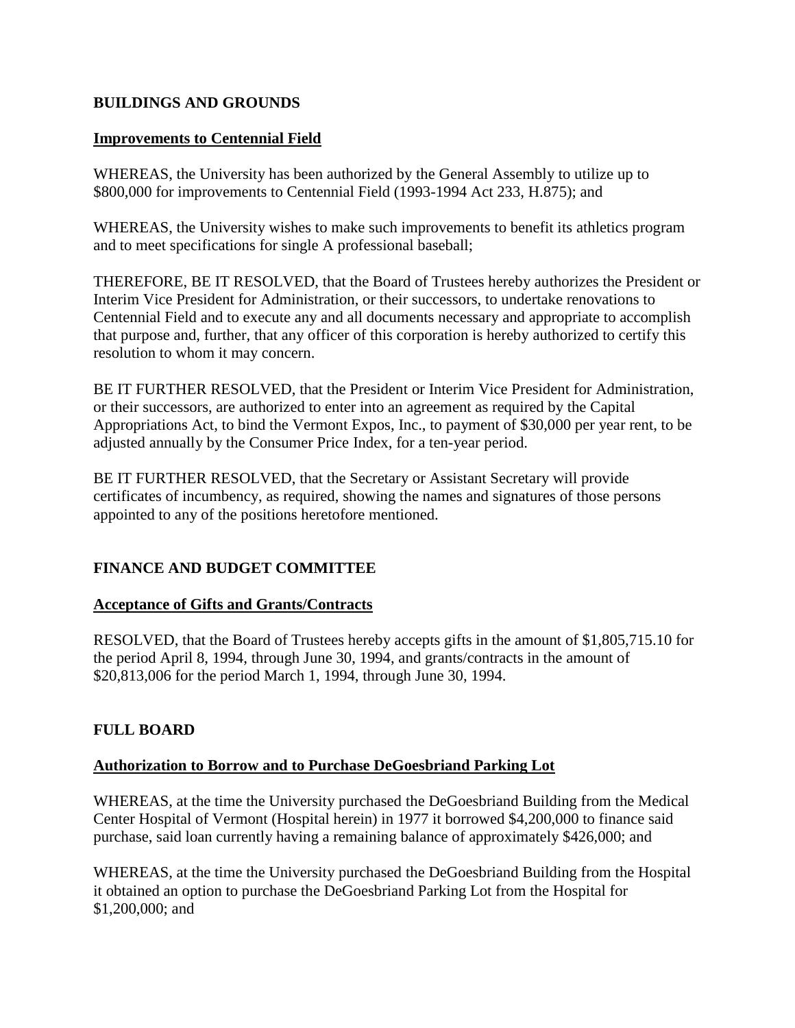## BUILDINGS AND GROUNDS

**Improvements to Centennial Field**

WHEREAS, the University has been authorized by the General Assembly to utilize up to $800,000 for improvements to Centennial Field (1993-1994 Act 233, H.875); and

WHEREAS, the University wishes to make such improvements to benefit its athletics program and to meet specifications for single A professional baseball;

THEREFORE, BE IT RESOLVED, that the Board of Trustees hereby authorizes the President or Interim Vice President for Administration, or their successors, to undertake renovations to Centennial Field and to execute any and all documents necessary and appropriate to accomplish that purpose and, further, that any officer of this corporation is hereby authorized to certify this resolution to whom it may concern.

BE IT FURTHER RESOLVED, that the President or Interim Vice President for Administration, or their successors, are authorized to enter into an agreement as required by the Capital Appropriations Act, to bind the Vermont Expos, Inc., to payment of $30,000 per year rent, to be adjusted annually by the Consumer Price Index, for a ten-year period.

BE IT FURTHER RESOLVED, that the Secretary or Assistant Secretary will provide certificates of incumbency, as required, showing the names and signatures of those persons appointed to any of the positions heretofore mentioned.

## FINANCE AND BUDGET COMMITTEE

**Acceptance of Gifts and Grants/Contracts**

RESOLVED, that the Board of Trustees hereby accepts gifts in the amount of $1,805,715.10 for the period April 8, 1994, through June 30, 1994, and grants/contracts in the amount of $20,813,006 for the period March 1, 1994, through June 30, 1994.

## FULL BOARD

**Authorization to Borrow and to Purchase DeGoesbriand Parking Lot**

WHEREAS, at the time the University purchased the DeGoesbriand Building from the Medical Center Hospital of Vermont (Hospital herein) in 1977 it borrowed $4,200,000 to finance said purchase, said loan currently having a remaining balance of approximately $426,000; and

WHEREAS, at the time the University purchased the DeGoesbriand Building from the Hospital it obtained an option to purchase the DeGoesbriand Parking Lot from the Hospital for $1,200,000; and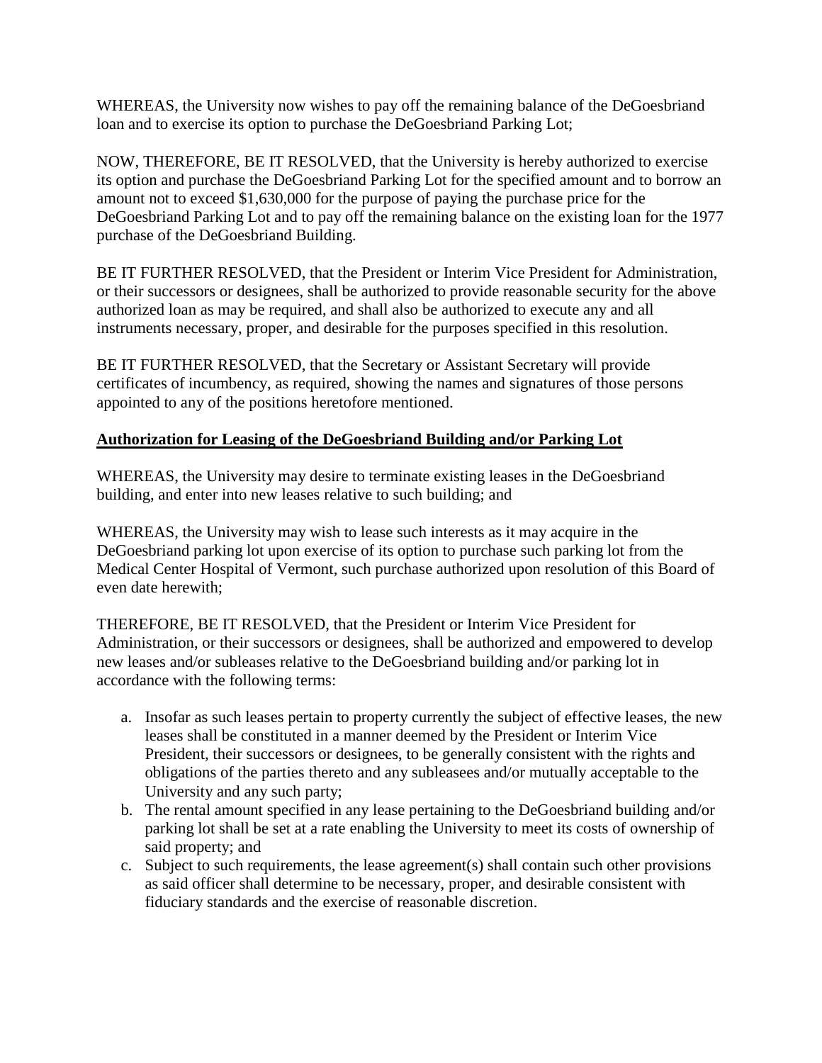WHEREAS, the University now wishes to pay off the remaining balance of the DeGoesbriand loan and to exercise its option to purchase the DeGoesbriand Parking Lot;

NOW, THEREFORE, BE IT RESOLVED, that the University is hereby authorized to exercise its option and purchase the DeGoesbriand Parking Lot for the specified amount and to borrow an amount not to exceed $1,630,000 for the purpose of paying the purchase price for the DeGoesbriand Parking Lot and to pay off the remaining balance on the existing loan for the 1977 purchase of the DeGoesbriand Building.

BE IT FURTHER RESOLVED, that the President or Interim Vice President for Administration, or their successors or designees, shall be authorized to provide reasonable security for the above authorized loan as may be required, and shall also be authorized to execute any and all instruments necessary, proper, and desirable for the purposes specified in this resolution.

BE IT FURTHER RESOLVED, that the Secretary or Assistant Secretary will provide certificates of incumbency, as required, showing the names and signatures of those persons appointed to any of the positions heretofore mentioned.

**Authorization for Leasing of the DeGoesbriand Building and/or Parking Lot**

WHEREAS, the University may desire to terminate existing leases in the DeGoesbriand building, and enter into new leases relative to such building; and

WHEREAS, the University may wish to lease such interests as it may acquire in the DeGoesbriand parking lot upon exercise of its option to purchase such parking lot from the Medical Center Hospital of Vermont, such purchase authorized upon resolution of this Board of even date herewith;

THEREFORE, BE IT RESOLVED, that the President or Interim Vice President for Administration, or their successors or designees, shall be authorized and empowered to develop new leases and/or subleases relative to the DeGoesbriand building and/or parking lot in accordance with the following terms:

a. Insofar as such leases pertain to property currently the subject of effective leases, the new leases shall be constituted in a manner deemed by the President or Interim Vice President, their successors or designees, to be generally consistent with the rights and obligations of the parties thereto and any subleasees and/or mutually acceptable to the University and any such party;
b. The rental amount specified in any lease pertaining to the DeGoesbriand building and/or parking lot shall be set at a rate enabling the University to meet its costs of ownership of said property; and
c. Subject to such requirements, the lease agreement(s) shall contain such other provisions as said officer shall determine to be necessary, proper, and desirable consistent with fiduciary standards and the exercise of reasonable discretion.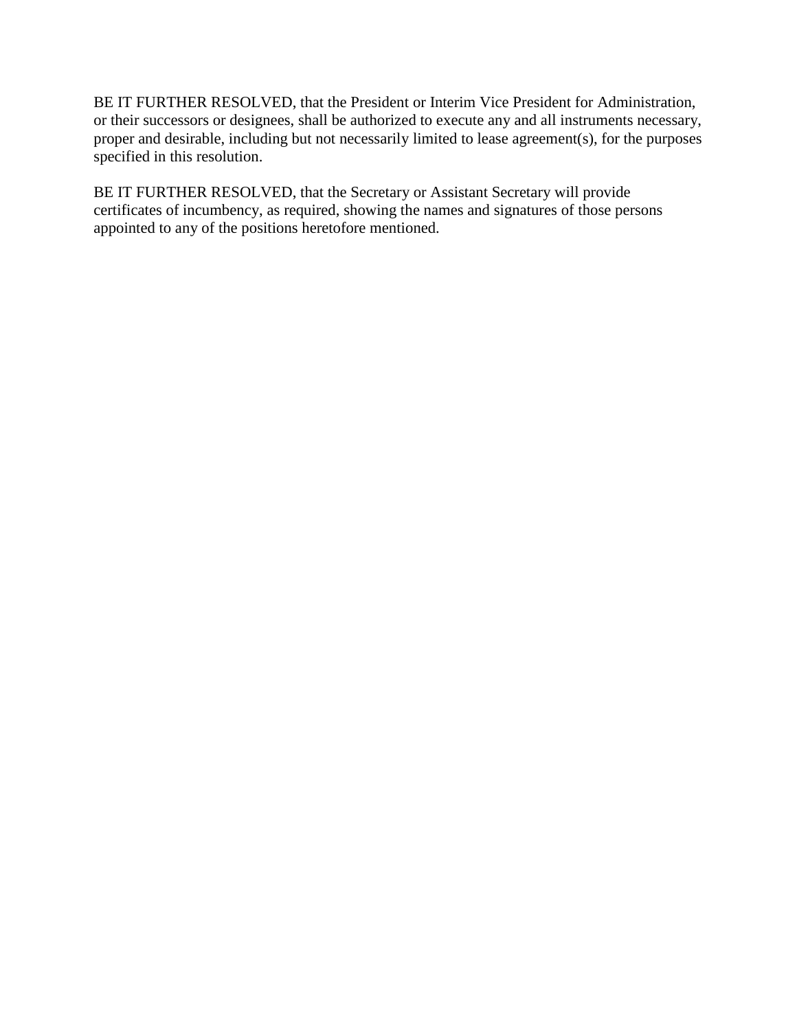BE IT FURTHER RESOLVED, that the President or Interim Vice President for Administration, or their successors or designees, shall be authorized to execute any and all instruments necessary, proper and desirable, including but not necessarily limited to lease agreement(s), for the purposes specified in this resolution.

BE IT FURTHER RESOLVED, that the Secretary or Assistant Secretary will provide certificates of incumbency, as required, showing the names and signatures of those persons appointed to any of the positions heretofore mentioned.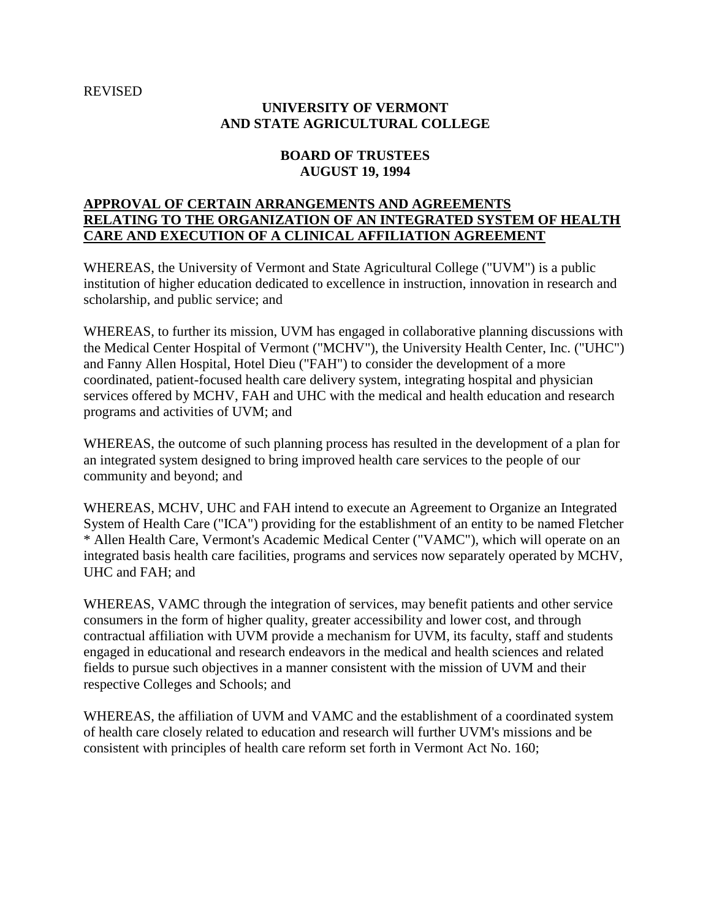REVISED

**UNIVERSITY OF VERMONT
AND STATE AGRICULTURAL COLLEGE**

**BOARD OF TRUSTEES
AUGUST 19, 1994**

**APPROVAL OF CERTAIN ARRANGEMENTS AND AGREEMENTS RELATING TO THE ORGANIZATION OF AN INTEGRATED SYSTEM OF HEALTH CARE AND EXECUTION OF A CLINICAL AFFILIATION AGREEMENT**

WHEREAS, the University of Vermont and State Agricultural College ("UVM") is a public institution of higher education dedicated to excellence in instruction, innovation in research and scholarship, and public service; and

WHEREAS, to further its mission, UVM has engaged in collaborative planning discussions with the Medical Center Hospital of Vermont ("MCHV"), the University Health Center, Inc. ("UHC") and Fanny Allen Hospital, Hotel Dieu ("FAH") to consider the development of a more coordinated, patient-focused health care delivery system, integrating hospital and physician services offered by MCHV, FAH and UHC with the medical and health education and research programs and activities of UVM; and

WHEREAS, the outcome of such planning process has resulted in the development of a plan for an integrated system designed to bring improved health care services to the people of our community and beyond; and

WHEREAS, MCHV, UHC and FAH intend to execute an Agreement to Organize an Integrated System of Health Care ("ICA") providing for the establishment of an entity to be named Fletcher * Allen Health Care, Vermont's Academic Medical Center ("VAMC"), which will operate on an integrated basis health care facilities, programs and services now separately operated by MCHV, UHC and FAH; and

WHEREAS, VAMC through the integration of services, may benefit patients and other service consumers in the form of higher quality, greater accessibility and lower cost, and through contractual affiliation with UVM provide a mechanism for UVM, its faculty, staff and students engaged in educational and research endeavors in the medical and health sciences and related fields to pursue such objectives in a manner consistent with the mission of UVM and their respective Colleges and Schools; and

WHEREAS, the affiliation of UVM and VAMC and the establishment of a coordinated system of health care closely related to education and research will further UVM's missions and be consistent with principles of health care reform set forth in Vermont Act No. 160;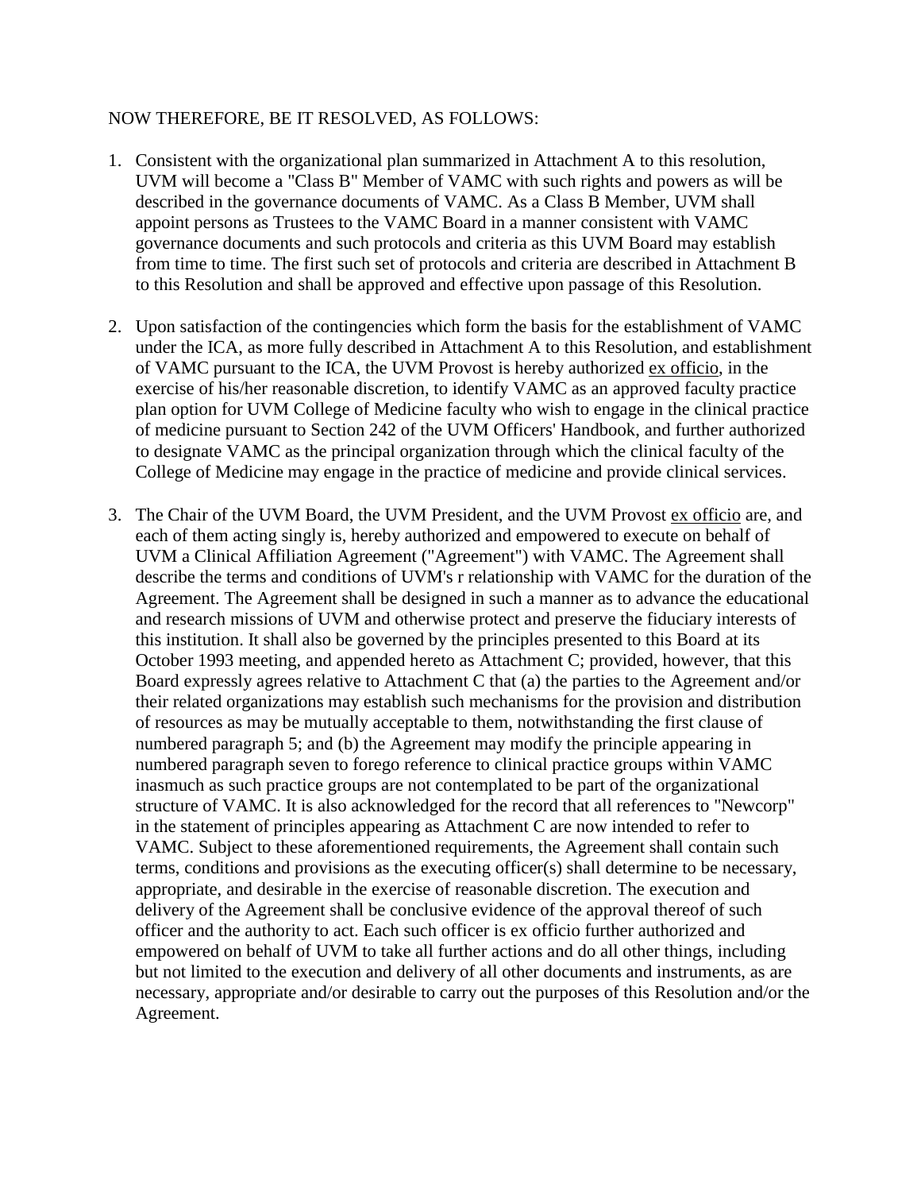NOW THEREFORE, BE IT RESOLVED, AS FOLLOWS:

1. Consistent with the organizational plan summarized in Attachment A to this resolution, UVM will become a "Class B" Member of VAMC with such rights and powers as will be described in the governance documents of VAMC. As a Class B Member, UVM shall appoint persons as Trustees to the VAMC Board in a manner consistent with VAMC governance documents and such protocols and criteria as this UVM Board may establish from time to time. The first such set of protocols and criteria are described in Attachment B to this Resolution and shall be approved and effective upon passage of this Resolution.

2. Upon satisfaction of the contingencies which form the basis for the establishment of VAMC under the ICA, as more fully described in Attachment A to this Resolution, and establishment of VAMC pursuant to the ICA, the UVM Provost is hereby authorized ex officio, in the exercise of his/her reasonable discretion, to identify VAMC as an approved faculty practice plan option for UVM College of Medicine faculty who wish to engage in the clinical practice of medicine pursuant to Section 242 of the UVM Officers' Handbook, and further authorized to designate VAMC as the principal organization through which the clinical faculty of the College of Medicine may engage in the practice of medicine and provide clinical services.

3. The Chair of the UVM Board, the UVM President, and the UVM Provost ex officio are, and each of them acting singly is, hereby authorized and empowered to execute on behalf of UVM a Clinical Affiliation Agreement ("Agreement") with VAMC. The Agreement shall describe the terms and conditions of UVM's r relationship with VAMC for the duration of the Agreement. The Agreement shall be designed in such a manner as to advance the educational and research missions of UVM and otherwise protect and preserve the fiduciary interests of this institution. It shall also be governed by the principles presented to this Board at its October 1993 meeting, and appended hereto as Attachment C; provided, however, that this Board expressly agrees relative to Attachment C that (a) the parties to the Agreement and/or their related organizations may establish such mechanisms for the provision and distribution of resources as may be mutually acceptable to them, notwithstanding the first clause of numbered paragraph 5; and (b) the Agreement may modify the principle appearing in numbered paragraph seven to forego reference to clinical practice groups within VAMC inasmuch as such practice groups are not contemplated to be part of the organizational structure of VAMC. It is also acknowledged for the record that all references to "Newcorp" in the statement of principles appearing as Attachment C are now intended to refer to VAMC. Subject to these aforementioned requirements, the Agreement shall contain such terms, conditions and provisions as the executing officer(s) shall determine to be necessary, appropriate, and desirable in the exercise of reasonable discretion. The execution and delivery of the Agreement shall be conclusive evidence of the approval thereof of such officer and the authority to act. Each such officer is ex officio further authorized and empowered on behalf of UVM to take all further actions and do all other things, including but not limited to the execution and delivery of all other documents and instruments, as are necessary, appropriate and/or desirable to carry out the purposes of this Resolution and/or the Agreement.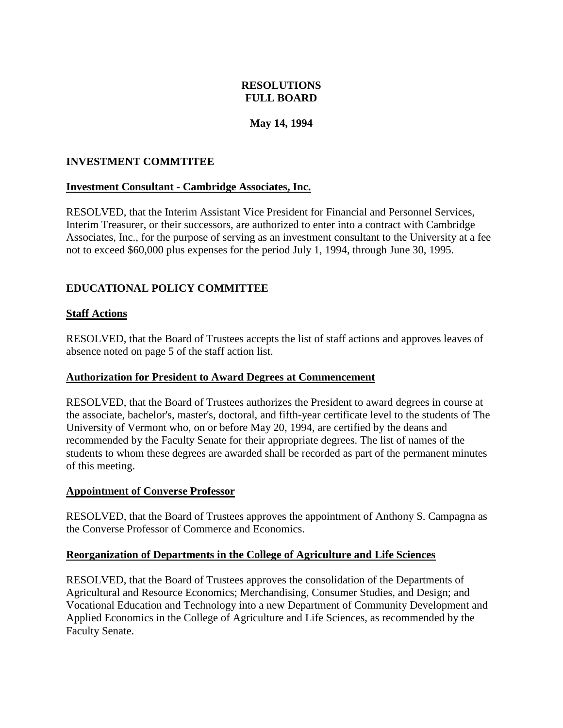# RESOLUTIONS
# FULL BOARD

**May 14, 1994**

## INVESTMENT COMMTITEE

### Investment Consultant - Cambridge Associates, Inc.

RESOLVED, that the Interim Assistant Vice President for Financial and Personnel Services, Interim Treasurer, or their successors, are authorized to enter into a contract with Cambridge Associates, Inc., for the purpose of serving as an investment consultant to the University at a fee not to exceed $60,000 plus expenses for the period July 1, 1994, through June 30, 1995.

## EDUCATIONAL POLICY COMMITTEE

### Staff Actions

RESOLVED, that the Board of Trustees accepts the list of staff actions and approves leaves of absence noted on page 5 of the staff action list.

### Authorization for President to Award Degrees at Commencement

RESOLVED, that the Board of Trustees authorizes the President to award degrees in course at the associate, bachelor's, master's, doctoral, and fifth-year certificate level to the students of The University of Vermont who, on or before May 20, 1994, are certified by the deans and recommended by the Faculty Senate for their appropriate degrees. The list of names of the students to whom these degrees are awarded shall be recorded as part of the permanent minutes of this meeting.

### Appointment of Converse Professor

RESOLVED, that the Board of Trustees approves the appointment of Anthony S. Campagna as the Converse Professor of Commerce and Economics.

### Reorganization of Departments in the College of Agriculture and Life Sciences

RESOLVED, that the Board of Trustees approves the consolidation of the Departments of Agricultural and Resource Economics; Merchandising, Consumer Studies, and Design; and Vocational Education and Technology into a new Department of Community Development and Applied Economics in the College of Agriculture and Life Sciences, as recommended by the Faculty Senate.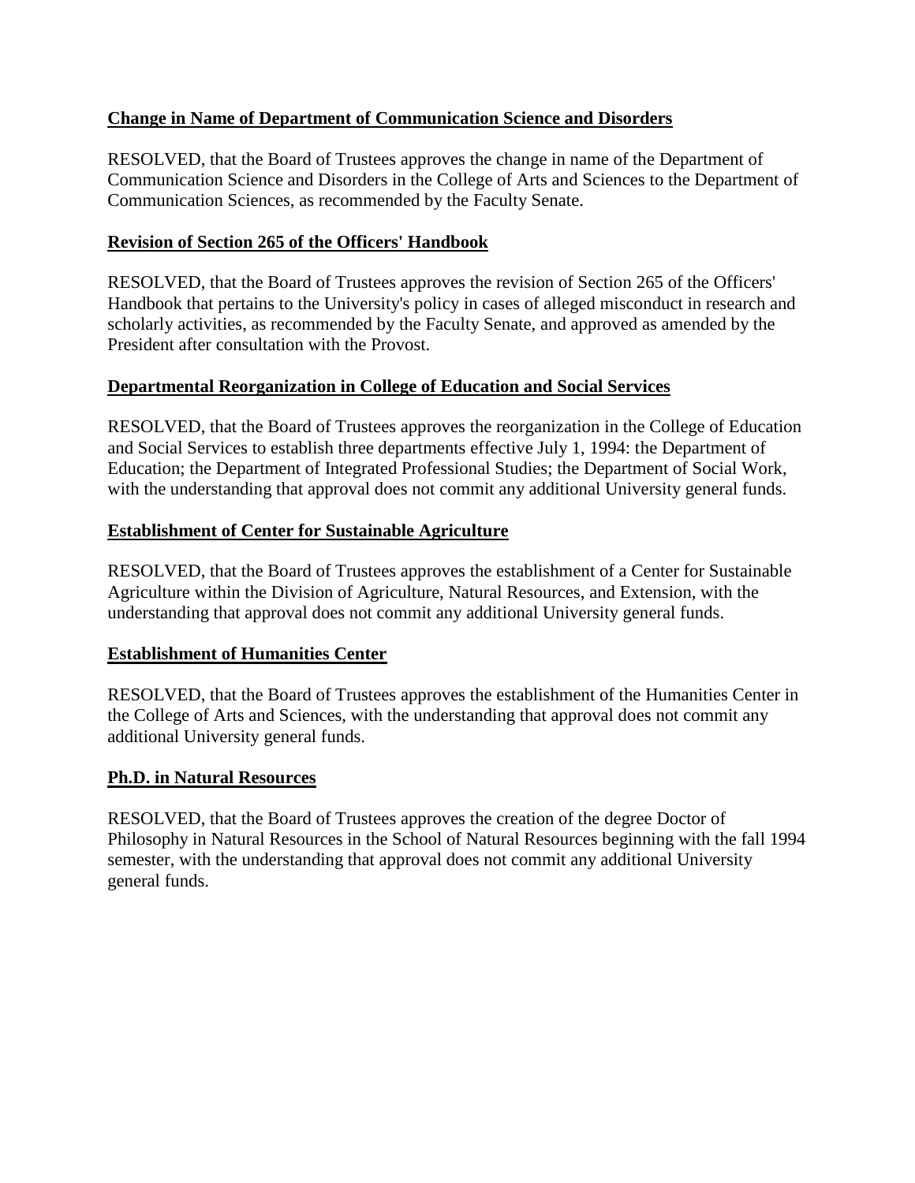**Change in Name of Department of Communication Science and Disorders**

RESOLVED, that the Board of Trustees approves the change in name of the Department of Communication Science and Disorders in the College of Arts and Sciences to the Department of Communication Sciences, as recommended by the Faculty Senate.

**Revision of Section 265 of the Officers' Handbook**

RESOLVED, that the Board of Trustees approves the revision of Section 265 of the Officers' Handbook that pertains to the University's policy in cases of alleged misconduct in research and scholarly activities, as recommended by the Faculty Senate, and approved as amended by the President after consultation with the Provost.

**Departmental Reorganization in College of Education and Social Services**

RESOLVED, that the Board of Trustees approves the reorganization in the College of Education and Social Services to establish three departments effective July 1, 1994: the Department of Education; the Department of Integrated Professional Studies; the Department of Social Work, with the understanding that approval does not commit any additional University general funds.

**Establishment of Center for Sustainable Agriculture**

RESOLVED, that the Board of Trustees approves the establishment of a Center for Sustainable Agriculture within the Division of Agriculture, Natural Resources, and Extension, with the understanding that approval does not commit any additional University general funds.

**Establishment of Humanities Center**

RESOLVED, that the Board of Trustees approves the establishment of the Humanities Center in the College of Arts and Sciences, with the understanding that approval does not commit any additional University general funds.

**Ph.D. in Natural Resources**

RESOLVED, that the Board of Trustees approves the creation of the degree Doctor of Philosophy in Natural Resources in the School of Natural Resources beginning with the fall 1994 semester, with the understanding that approval does not commit any additional University general funds.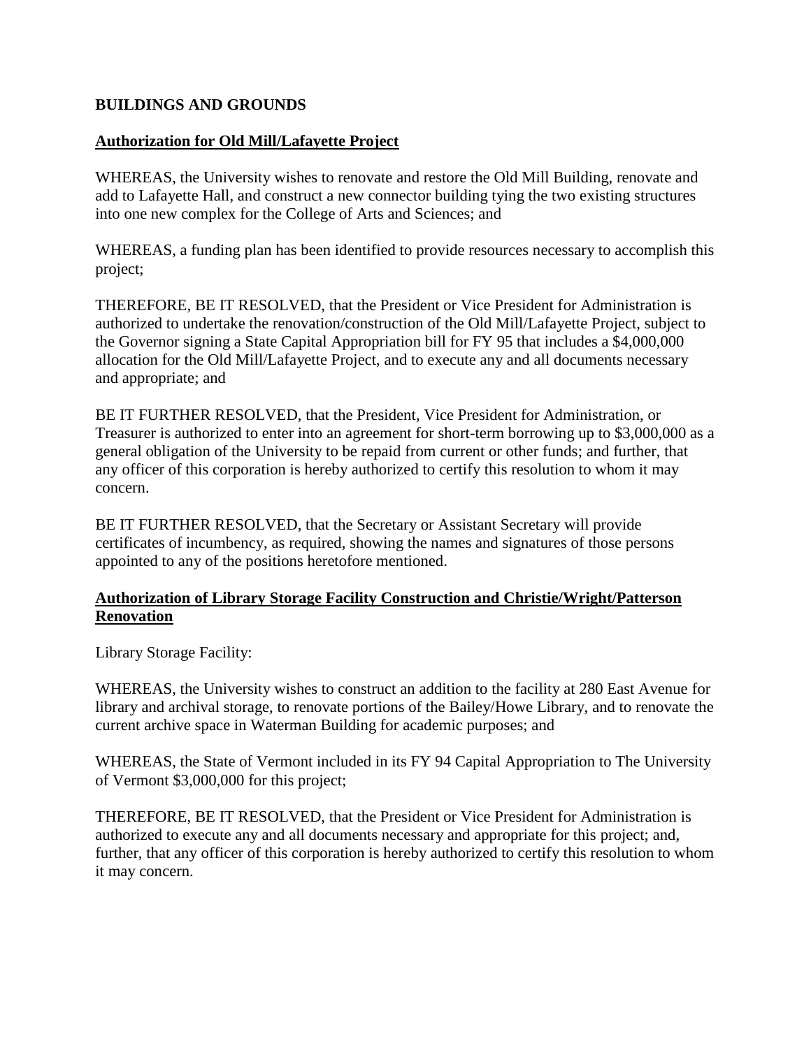## BUILDINGS AND GROUNDS

### Authorization for Old Mill/Lafayette Project

WHEREAS, the University wishes to renovate and restore the Old Mill Building, renovate and add to Lafayette Hall, and construct a new connector building tying the two existing structures into one new complex for the College of Arts and Sciences; and

WHEREAS, a funding plan has been identified to provide resources necessary to accomplish this project;

THEREFORE, BE IT RESOLVED, that the President or Vice President for Administration is authorized to undertake the renovation/construction of the Old Mill/Lafayette Project, subject to the Governor signing a State Capital Appropriation bill for FY 95 that includes a $4,000,000 allocation for the Old Mill/Lafayette Project, and to execute any and all documents necessary and appropriate; and

BE IT FURTHER RESOLVED, that the President, Vice President for Administration, or Treasurer is authorized to enter into an agreement for short-term borrowing up to $3,000,000 as a general obligation of the University to be repaid from current or other funds; and further, that any officer of this corporation is hereby authorized to certify this resolution to whom it may concern.

BE IT FURTHER RESOLVED, that the Secretary or Assistant Secretary will provide certificates of incumbency, as required, showing the names and signatures of those persons appointed to any of the positions heretofore mentioned.

### Authorization of Library Storage Facility Construction and Christie/Wright/Patterson Renovation

Library Storage Facility:

WHEREAS, the University wishes to construct an addition to the facility at 280 East Avenue for library and archival storage, to renovate portions of the Bailey/Howe Library, and to renovate the current archive space in Waterman Building for academic purposes; and

WHEREAS, the State of Vermont included in its FY 94 Capital Appropriation to The University of Vermont $3,000,000 for this project;

THEREFORE, BE IT RESOLVED, that the President or Vice President for Administration is authorized to execute any and all documents necessary and appropriate for this project; and, further, that any officer of this corporation is hereby authorized to certify this resolution to whom it may concern.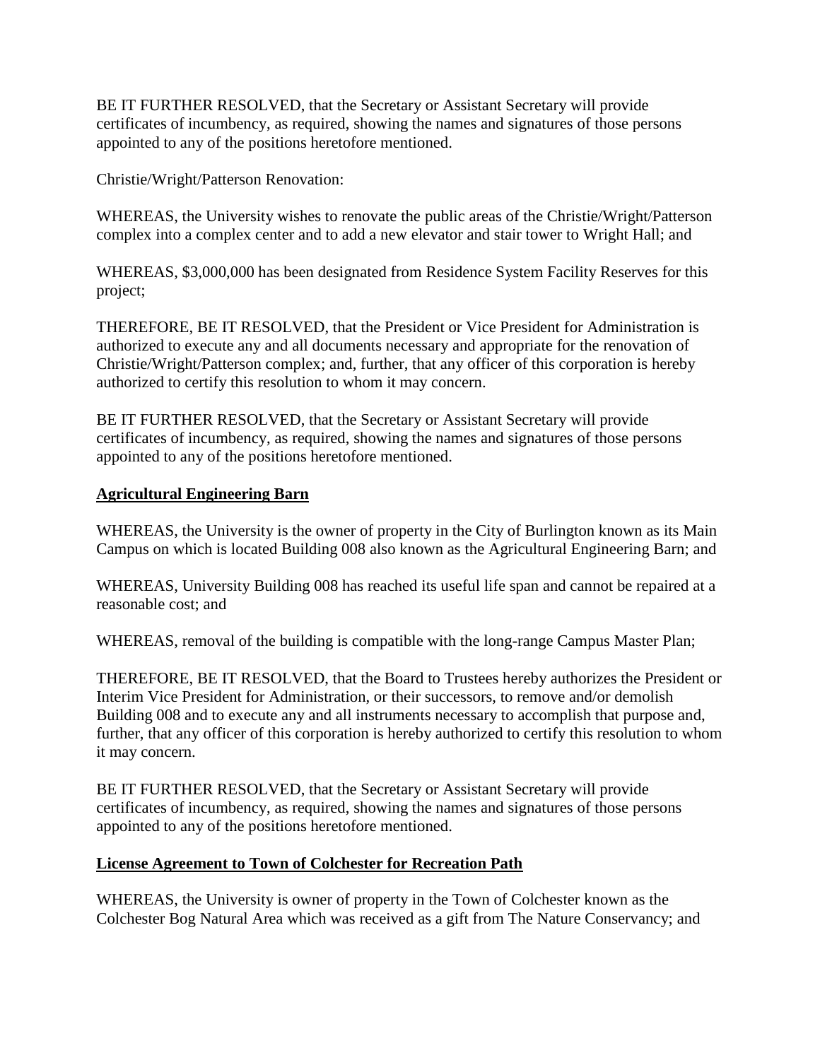BE IT FURTHER RESOLVED, that the Secretary or Assistant Secretary will provide certificates of incumbency, as required, showing the names and signatures of those persons appointed to any of the positions heretofore mentioned.

Christie/Wright/Patterson Renovation:

WHEREAS, the University wishes to renovate the public areas of the Christie/Wright/Patterson complex into a complex center and to add a new elevator and stair tower to Wright Hall; and

WHEREAS, $3,000,000 has been designated from Residence System Facility Reserves for this project;

THEREFORE, BE IT RESOLVED, that the President or Vice President for Administration is authorized to execute any and all documents necessary and appropriate for the renovation of Christie/Wright/Patterson complex; and, further, that any officer of this corporation is hereby authorized to certify this resolution to whom it may concern.

BE IT FURTHER RESOLVED, that the Secretary or Assistant Secretary will provide certificates of incumbency, as required, showing the names and signatures of those persons appointed to any of the positions heretofore mentioned.

**Agricultural Engineering Barn**

WHEREAS, the University is the owner of property in the City of Burlington known as its Main Campus on which is located Building 008 also known as the Agricultural Engineering Barn; and

WHEREAS, University Building 008 has reached its useful life span and cannot be repaired at a reasonable cost; and

WHEREAS, removal of the building is compatible with the long-range Campus Master Plan;

THEREFORE, BE IT RESOLVED, that the Board to Trustees hereby authorizes the President or Interim Vice President for Administration, or their successors, to remove and/or demolish Building 008 and to execute any and all instruments necessary to accomplish that purpose and, further, that any officer of this corporation is hereby authorized to certify this resolution to whom it may concern.

BE IT FURTHER RESOLVED, that the Secretary or Assistant Secretary will provide certificates of incumbency, as required, showing the names and signatures of those persons appointed to any of the positions heretofore mentioned.

**License Agreement to Town of Colchester for Recreation Path**

WHEREAS, the University is owner of property in the Town of Colchester known as the Colchester Bog Natural Area which was received as a gift from The Nature Conservancy; and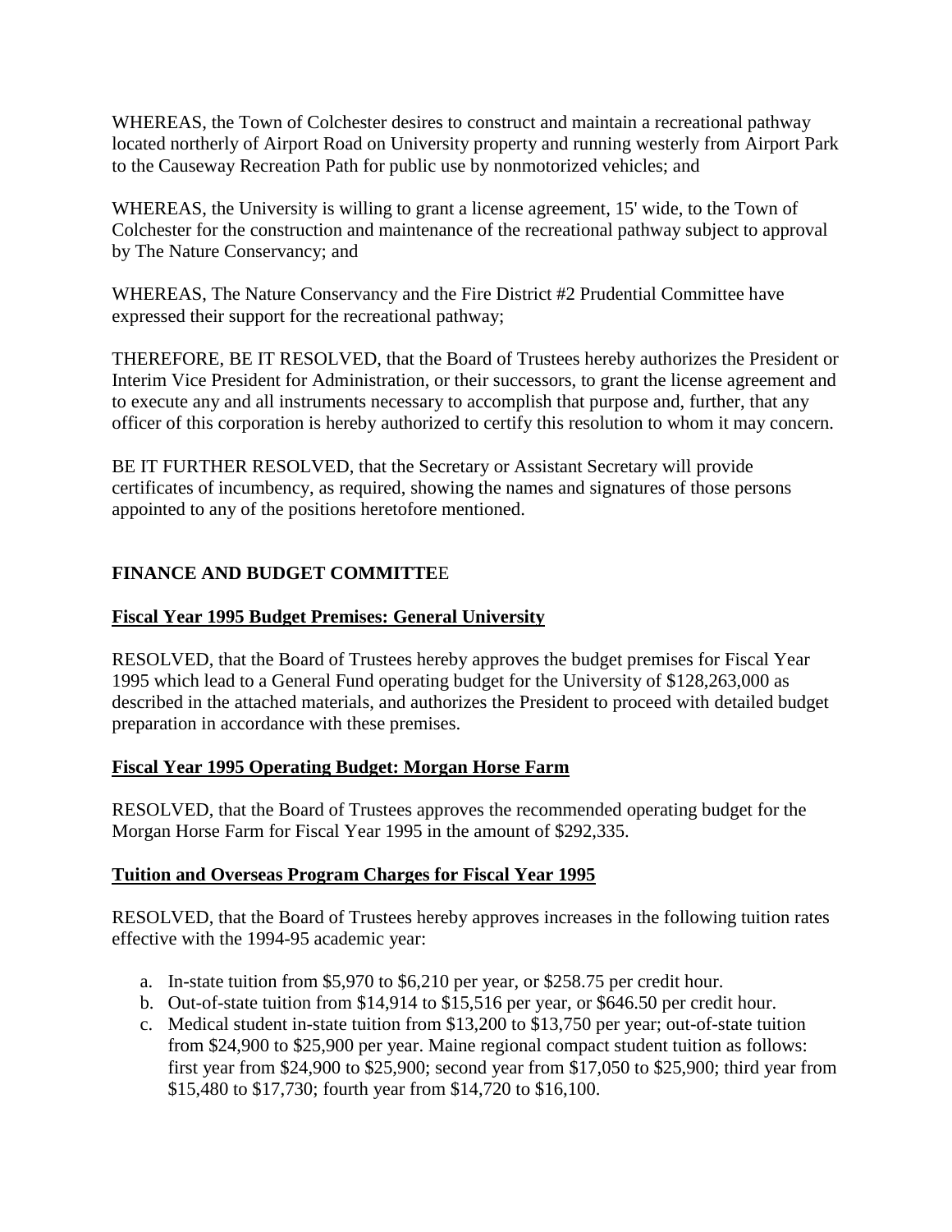WHEREAS, the Town of Colchester desires to construct and maintain a recreational pathway located northerly of Airport Road on University property and running westerly from Airport Park to the Causeway Recreation Path for public use by nonmotorized vehicles; and

WHEREAS, the University is willing to grant a license agreement, 15' wide, to the Town of Colchester for the construction and maintenance of the recreational pathway subject to approval by The Nature Conservancy; and

WHEREAS, The Nature Conservancy and the Fire District #2 Prudential Committee have expressed their support for the recreational pathway;

THEREFORE, BE IT RESOLVED, that the Board of Trustees hereby authorizes the President or Interim Vice President for Administration, or their successors, to grant the license agreement and to execute any and all instruments necessary to accomplish that purpose and, further, that any officer of this corporation is hereby authorized to certify this resolution to whom it may concern.

BE IT FURTHER RESOLVED, that the Secretary or Assistant Secretary will provide certificates of incumbency, as required, showing the names and signatures of those persons appointed to any of the positions heretofore mentioned.

## FINANCE AND BUDGET COMMITTEE

### Fiscal Year 1995 Budget Premises: General University

RESOLVED, that the Board of Trustees hereby approves the budget premises for Fiscal Year 1995 which lead to a General Fund operating budget for the University of $128,263,000 as described in the attached materials, and authorizes the President to proceed with detailed budget preparation in accordance with these premises.

### Fiscal Year 1995 Operating Budget: Morgan Horse Farm

RESOLVED, that the Board of Trustees approves the recommended operating budget for the Morgan Horse Farm for Fiscal Year 1995 in the amount of $292,335.

### Tuition and Overseas Program Charges for Fiscal Year 1995

RESOLVED, that the Board of Trustees hereby approves increases in the following tuition rates effective with the 1994-95 academic year:

a. In-state tuition from $5,970 to $6,210 per year, or $258.75 per credit hour.
b. Out-of-state tuition from $14,914 to $15,516 per year, or $646.50 per credit hour.
c. Medical student in-state tuition from $13,200 to $13,750 per year; out-of-state tuition from $24,900 to $25,900 per year. Maine regional compact student tuition as follows: first year from $24,900 to $25,900; second year from $17,050 to $25,900; third year from $15,480 to $17,730; fourth year from $14,720 to $16,100.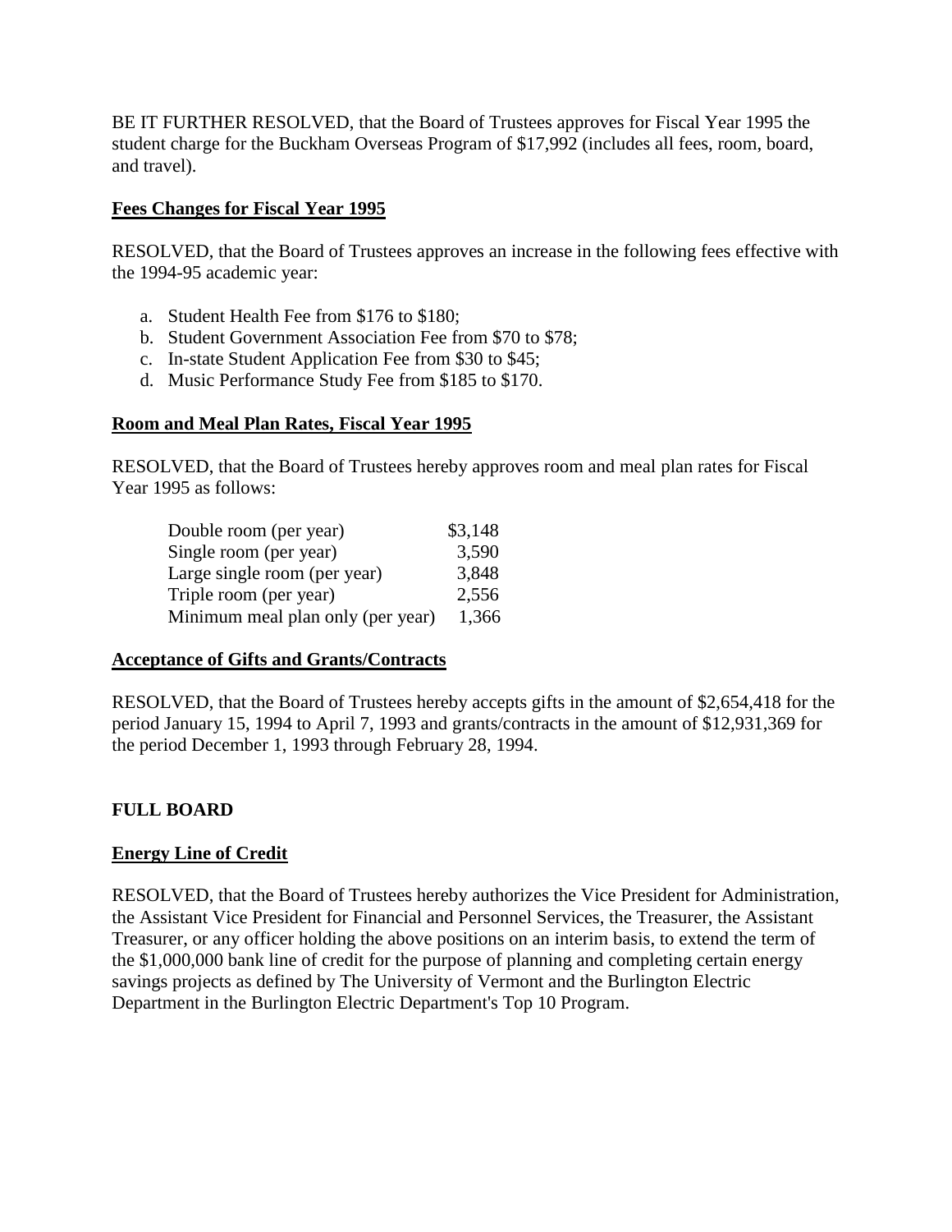BE IT FURTHER RESOLVED, that the Board of Trustees approves for Fiscal Year 1995 the student charge for the Buckham Overseas Program of $17,992 (includes all fees, room, board, and travel).

**Fees Changes for Fiscal Year 1995**

RESOLVED, that the Board of Trustees approves an increase in the following fees effective with the 1994-95 academic year:

a. Student Health Fee from $176 to $180;
b. Student Government Association Fee from $70 to $78;
c. In-state Student Application Fee from $30 to $45;
d. Music Performance Study Fee from $185 to $170.

**Room and Meal Plan Rates, Fiscal Year 1995**

RESOLVED, that the Board of Trustees hereby approves room and meal plan rates for Fiscal Year 1995 as follows:

| | |
|---|---|
| Double room (per year) | $3,148 |
| Single room (per year) | 3,590 |
| Large single room (per year) | 3,848 |
| Triple room (per year) | 2,556 |
| Minimum meal plan only (per year) | 1,366 |

**Acceptance of Gifts and Grants/Contracts**

RESOLVED, that the Board of Trustees hereby accepts gifts in the amount of $2,654,418 for the period January 15, 1994 to April 7, 1993 and grants/contracts in the amount of $12,931,369 for the period December 1, 1993 through February 28, 1994.

**FULL BOARD**

**Energy Line of Credit**

RESOLVED, that the Board of Trustees hereby authorizes the Vice President for Administration, the Assistant Vice President for Financial and Personnel Services, the Treasurer, the Assistant Treasurer, or any officer holding the above positions on an interim basis, to extend the term of the $1,000,000 bank line of credit for the purpose of planning and completing certain energy savings projects as defined by The University of Vermont and the Burlington Electric Department in the Burlington Electric Department's Top 10 Program.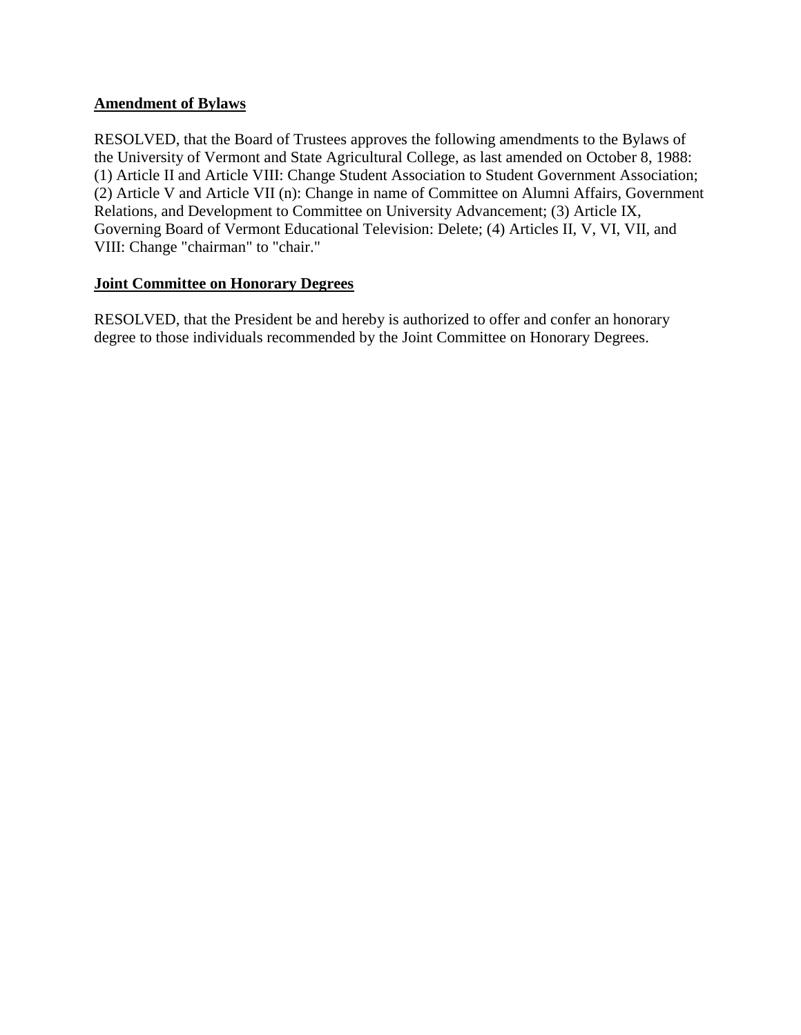**Amendment of Bylaws**

RESOLVED, that the Board of Trustees approves the following amendments to the Bylaws of the University of Vermont and State Agricultural College, as last amended on October 8, 1988: (1) Article II and Article VIII: Change Student Association to Student Government Association; (2) Article V and Article VII (n): Change in name of Committee on Alumni Affairs, Government Relations, and Development to Committee on University Advancement; (3) Article IX, Governing Board of Vermont Educational Television: Delete; (4) Articles II, V, VI, VII, and VIII: Change "chairman" to "chair."

**Joint Committee on Honorary Degrees**

RESOLVED, that the President be and hereby is authorized to offer and confer an honorary degree to those individuals recommended by the Joint Committee on Honorary Degrees.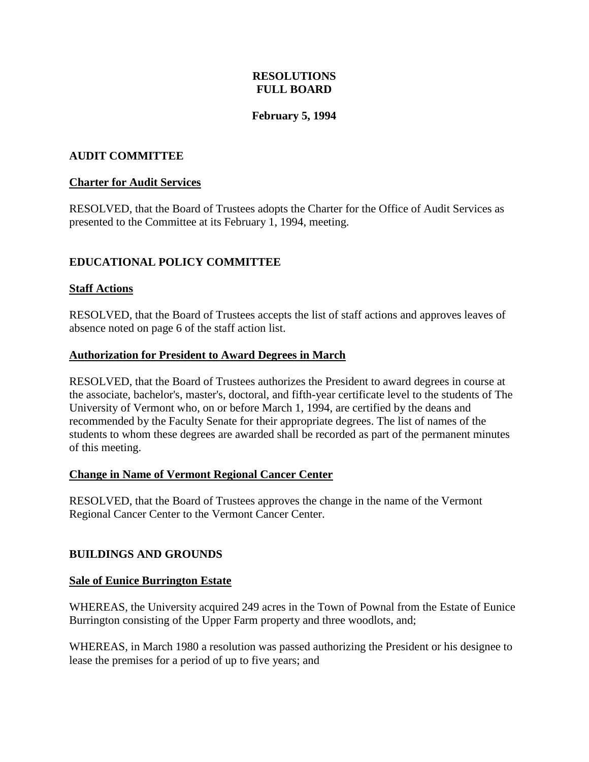# RESOLUTIONS
# FULL BOARD

**February 5, 1994**

## AUDIT COMMITTEE

### Charter for Audit Services

RESOLVED, that the Board of Trustees adopts the Charter for the Office of Audit Services as presented to the Committee at its February 1, 1994, meeting.

## EDUCATIONAL POLICY COMMITTEE

### Staff Actions

RESOLVED, that the Board of Trustees accepts the list of staff actions and approves leaves of absence noted on page 6 of the staff action list.

### Authorization for President to Award Degrees in March

RESOLVED, that the Board of Trustees authorizes the President to award degrees in course at the associate, bachelor's, master's, doctoral, and fifth-year certificate level to the students of The University of Vermont who, on or before March 1, 1994, are certified by the deans and recommended by the Faculty Senate for their appropriate degrees. The list of names of the students to whom these degrees are awarded shall be recorded as part of the permanent minutes of this meeting.

### Change in Name of Vermont Regional Cancer Center

RESOLVED, that the Board of Trustees approves the change in the name of the Vermont Regional Cancer Center to the Vermont Cancer Center.

## BUILDINGS AND GROUNDS

### Sale of Eunice Burrington Estate

WHEREAS, the University acquired 249 acres in the Town of Pownal from the Estate of Eunice Burrington consisting of the Upper Farm property and three woodlots, and;

WHEREAS, in March 1980 a resolution was passed authorizing the President or his designee to lease the premises for a period of up to five years; and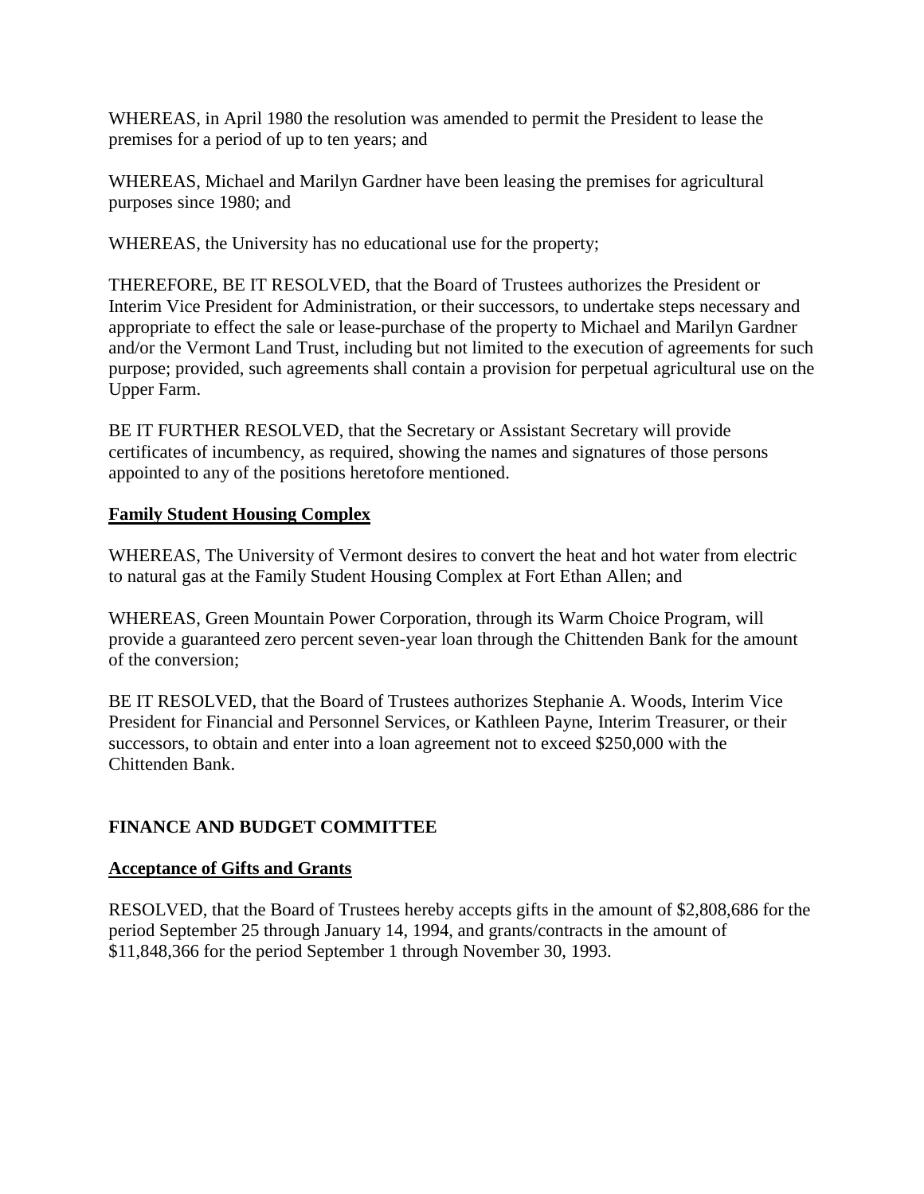WHEREAS, in April 1980 the resolution was amended to permit the President to lease the premises for a period of up to ten years; and

WHEREAS, Michael and Marilyn Gardner have been leasing the premises for agricultural purposes since 1980; and

WHEREAS, the University has no educational use for the property;

THEREFORE, BE IT RESOLVED, that the Board of Trustees authorizes the President or Interim Vice President for Administration, or their successors, to undertake steps necessary and appropriate to effect the sale or lease-purchase of the property to Michael and Marilyn Gardner and/or the Vermont Land Trust, including but not limited to the execution of agreements for such purpose; provided, such agreements shall contain a provision for perpetual agricultural use on the Upper Farm.

BE IT FURTHER RESOLVED, that the Secretary or Assistant Secretary will provide certificates of incumbency, as required, showing the names and signatures of those persons appointed to any of the positions heretofore mentioned.

**Family Student Housing Complex**

WHEREAS, The University of Vermont desires to convert the heat and hot water from electric to natural gas at the Family Student Housing Complex at Fort Ethan Allen; and

WHEREAS, Green Mountain Power Corporation, through its Warm Choice Program, will provide a guaranteed zero percent seven-year loan through the Chittenden Bank for the amount of the conversion;

BE IT RESOLVED, that the Board of Trustees authorizes Stephanie A. Woods, Interim Vice President for Financial and Personnel Services, or Kathleen Payne, Interim Treasurer, or their successors, to obtain and enter into a loan agreement not to exceed $250,000 with the Chittenden Bank.

## FINANCE AND BUDGET COMMITTEE

**Acceptance of Gifts and Grants**

RESOLVED, that the Board of Trustees hereby accepts gifts in the amount of $2,808,686 for the period September 25 through January 14, 1994, and grants/contracts in the amount of $11,848,366 for the period September 1 through November 30, 1993.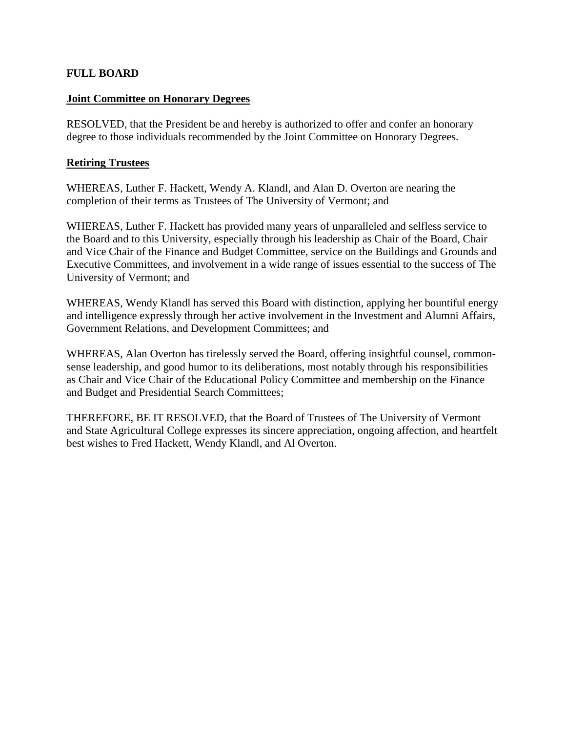**FULL BOARD**

**Joint Committee on Honorary Degrees**

RESOLVED, that the President be and hereby is authorized to offer and confer an honorary degree to those individuals recommended by the Joint Committee on Honorary Degrees.

**Retiring Trustees**

WHEREAS, Luther F. Hackett, Wendy A. Klandl, and Alan D. Overton are nearing the completion of their terms as Trustees of The University of Vermont; and

WHEREAS, Luther F. Hackett has provided many years of unparalleled and selfless service to the Board and to this University, especially through his leadership as Chair of the Board, Chair and Vice Chair of the Finance and Budget Committee, service on the Buildings and Grounds and Executive Committees, and involvement in a wide range of issues essential to the success of The University of Vermont; and

WHEREAS, Wendy Klandl has served this Board with distinction, applying her bountiful energy and intelligence expressly through her active involvement in the Investment and Alumni Affairs, Government Relations, and Development Committees; and

WHEREAS, Alan Overton has tirelessly served the Board, offering insightful counsel, common-sense leadership, and good humor to its deliberations, most notably through his responsibilities as Chair and Vice Chair of the Educational Policy Committee and membership on the Finance and Budget and Presidential Search Committees;

THEREFORE, BE IT RESOLVED, that the Board of Trustees of The University of Vermont and State Agricultural College expresses its sincere appreciation, ongoing affection, and heartfelt best wishes to Fred Hackett, Wendy Klandl, and Al Overton.